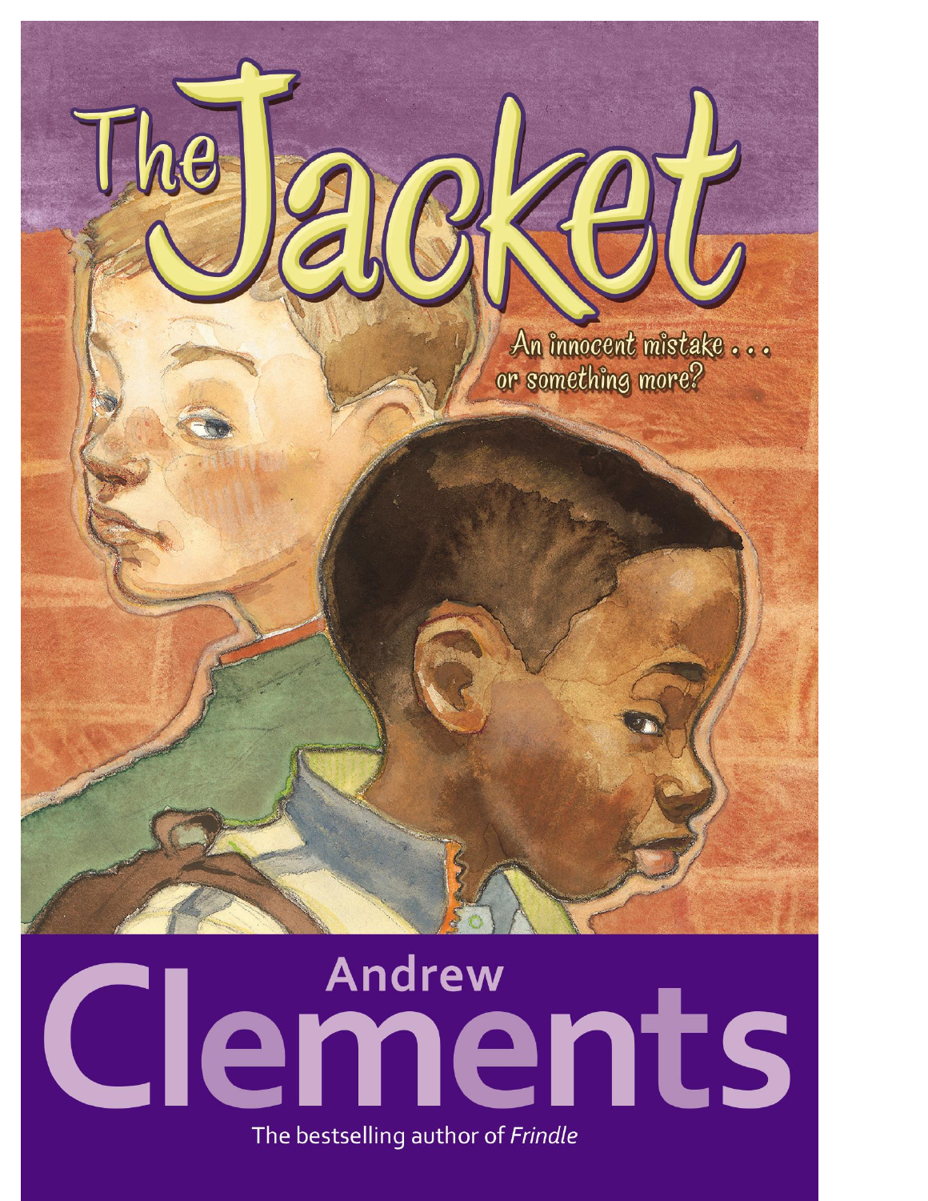# The Jacket

An innocent mistake . . .
or something more?

Andrew
Clements

The bestselling author of *Frindle*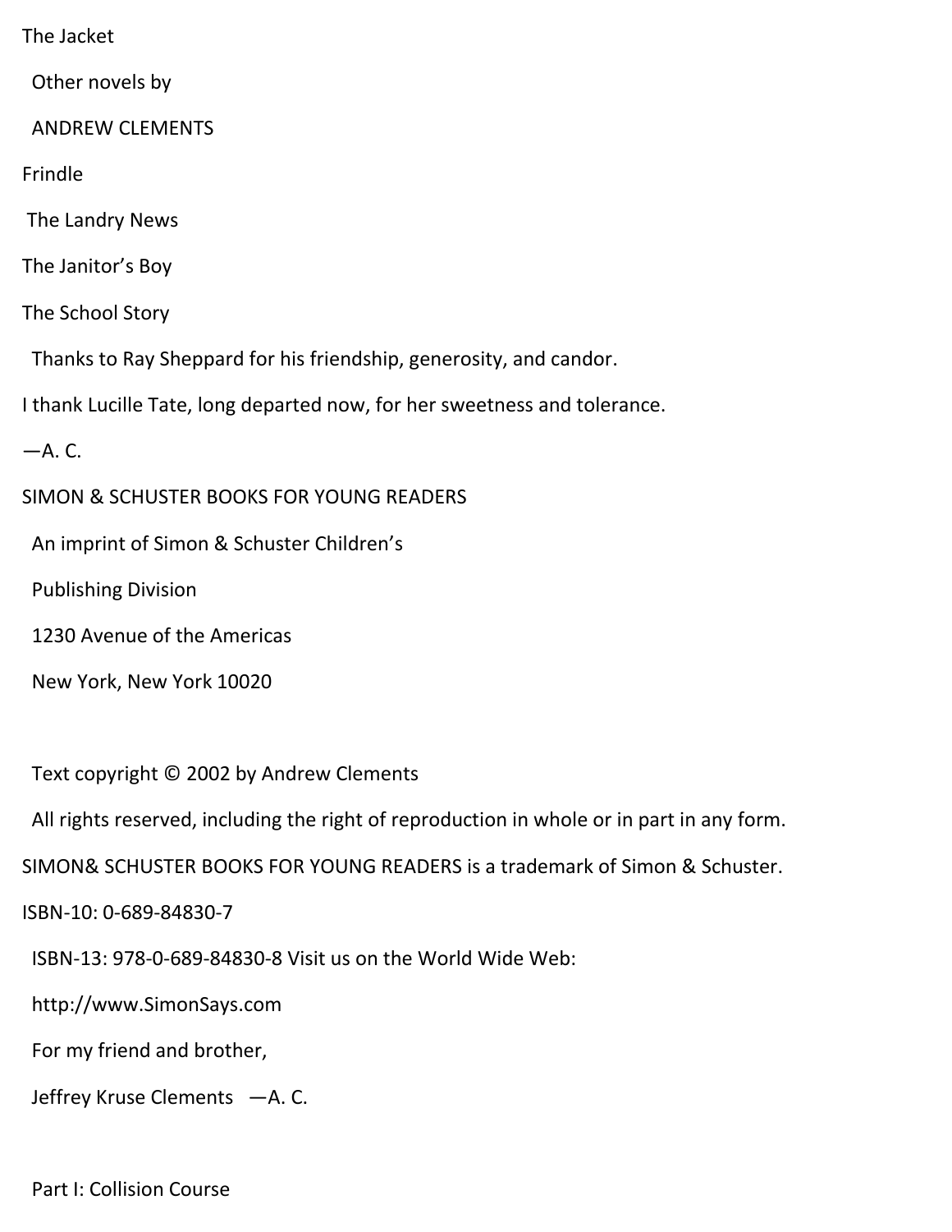The Jacket

Other novels by

ANDREW CLEMENTS

Frindle

The Landry News

The Janitor's Boy

The School Story

Thanks to Ray Sheppard for his friendship, generosity, and candor.

I thank Lucille Tate, long departed now, for her sweetness and tolerance.

—A. C.

SIMON & SCHUSTER BOOKS FOR YOUNG READERS

An imprint of Simon & Schuster Children's

Publishing Division

1230 Avenue of the Americas

New York, New York 10020

Text copyright © 2002 by Andrew Clements

All rights reserved, including the right of reproduction in whole or in part in any form.

SIMON& SCHUSTER BOOKS FOR YOUNG READERS is a trademark of Simon & Schuster.

ISBN-10: 0-689-84830-7

ISBN-13: 978-0-689-84830-8 Visit us on the World Wide Web:

http://www.SimonSays.com

For my friend and brother,

Jeffrey Kruse Clements —A. C.

## Part I: Collision Course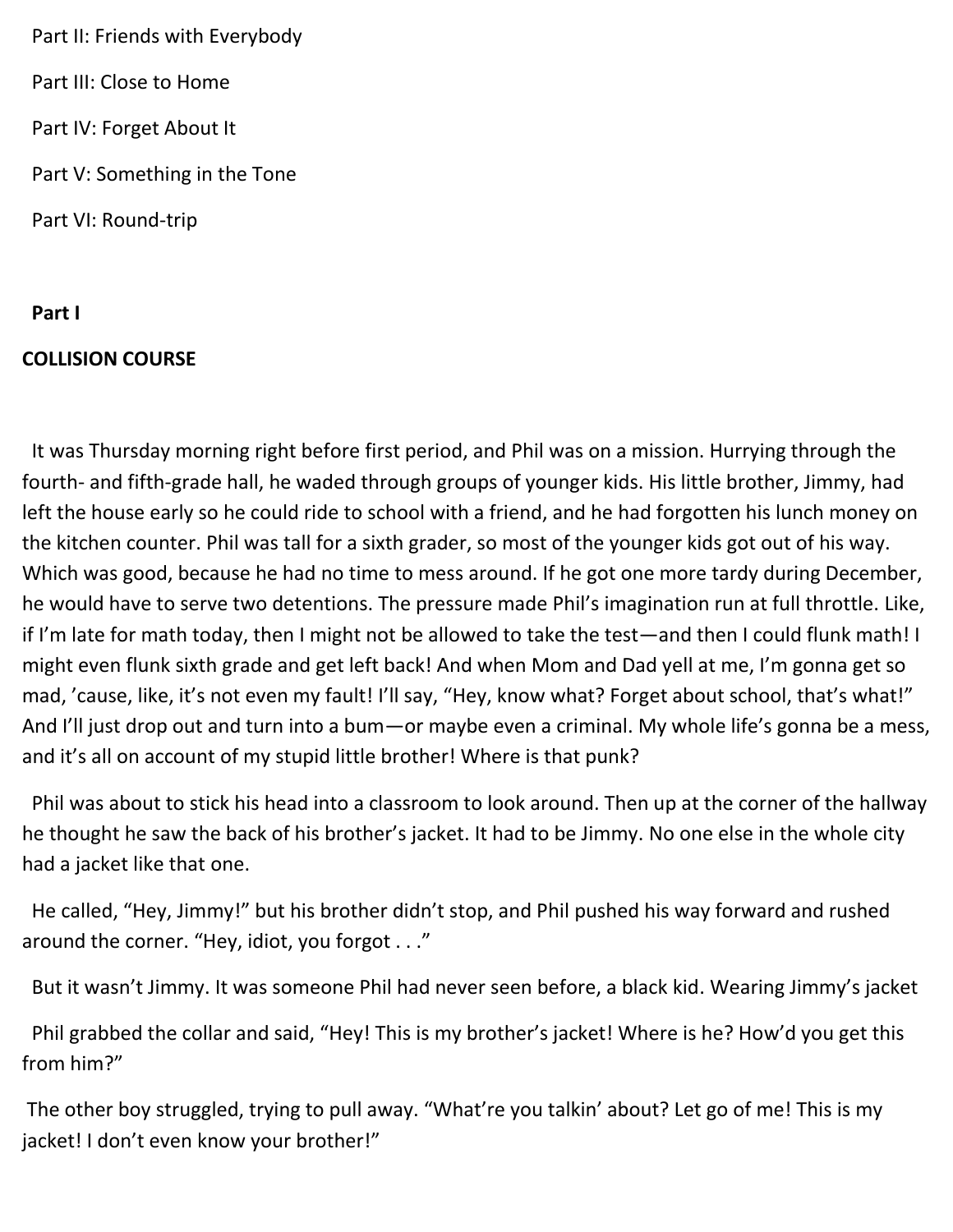Part II: Friends with Everybody

Part III: Close to Home

Part IV: Forget About It

Part V: Something in the Tone

Part VI: Round-trip

**Part I**

**COLLISION COURSE**

It was Thursday morning right before first period, and Phil was on a mission. Hurrying through the fourth- and fifth-grade hall, he waded through groups of younger kids. His little brother, Jimmy, had left the house early so he could ride to school with a friend, and he had forgotten his lunch money on the kitchen counter. Phil was tall for a sixth grader, so most of the younger kids got out of his way. Which was good, because he had no time to mess around. If he got one more tardy during December, he would have to serve two detentions. The pressure made Phil's imagination run at full throttle. Like, if I'm late for math today, then I might not be allowed to take the test—and then I could flunk math! I might even flunk sixth grade and get left back! And when Mom and Dad yell at me, I'm gonna get so mad, 'cause, like, it's not even my fault! I'll say, "Hey, know what? Forget about school, that's what!" And I'll just drop out and turn into a bum—or maybe even a criminal. My whole life's gonna be a mess, and it's all on account of my stupid little brother! Where is that punk?

Phil was about to stick his head into a classroom to look around. Then up at the corner of the hallway he thought he saw the back of his brother's jacket. It had to be Jimmy. No one else in the whole city had a jacket like that one.

He called, "Hey, Jimmy!" but his brother didn't stop, and Phil pushed his way forward and rushed around the corner. "Hey, idiot, you forgot . . ."

But it wasn't Jimmy. It was someone Phil had never seen before, a black kid. Wearing Jimmy's jacket

Phil grabbed the collar and said, "Hey! This is my brother's jacket! Where is he? How'd you get this from him?"

The other boy struggled, trying to pull away. "What're you talkin' about? Let go of me! This is my jacket! I don't even know your brother!"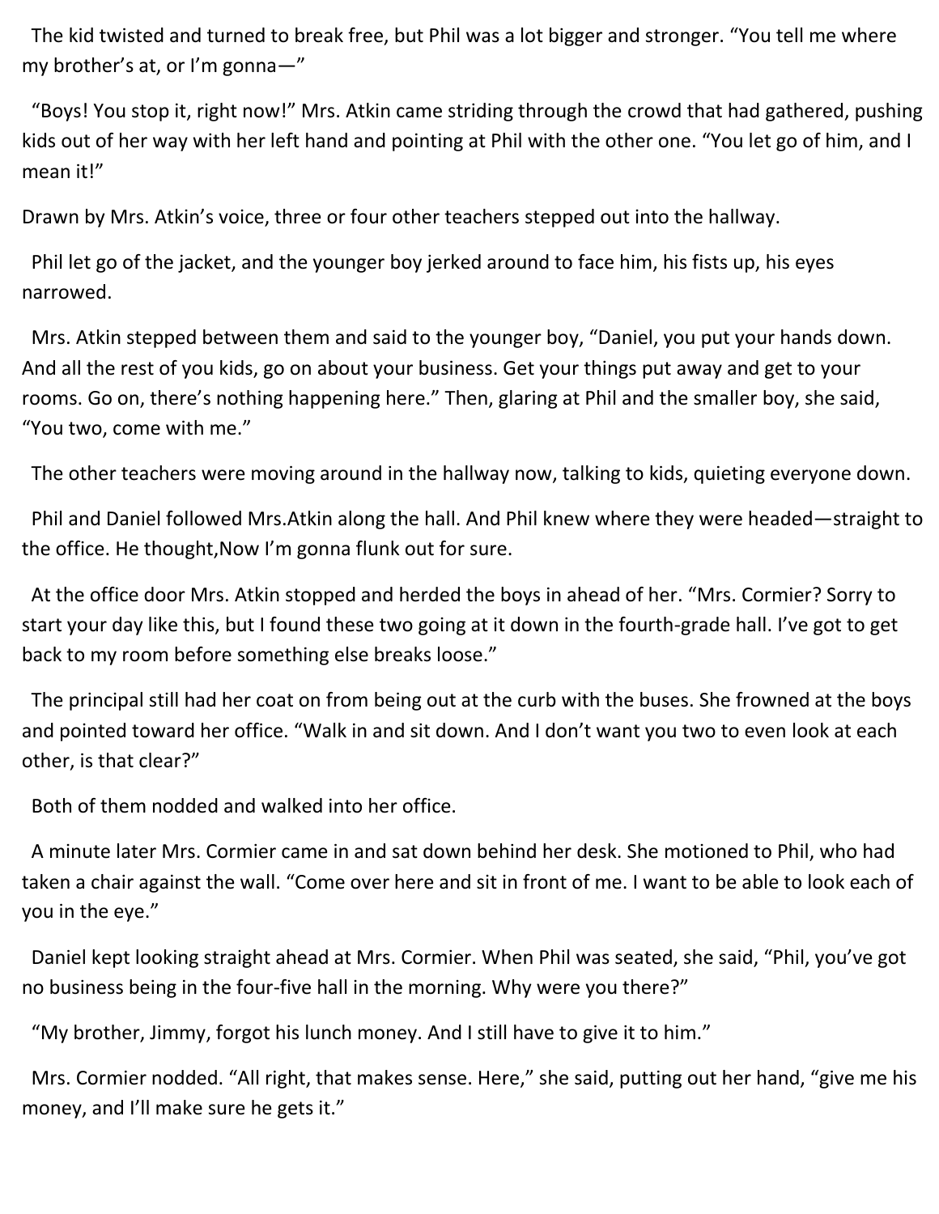The kid twisted and turned to break free, but Phil was a lot bigger and stronger. “You tell me where my brother’s at, or I’m gonna—”

“Boys! You stop it, right now!” Mrs. Atkin came striding through the crowd that had gathered, pushing kids out of her way with her left hand and pointing at Phil with the other one. “You let go of him, and I mean it!”

Drawn by Mrs. Atkin’s voice, three or four other teachers stepped out into the hallway.

Phil let go of the jacket, and the younger boy jerked around to face him, his fists up, his eyes narrowed.

Mrs. Atkin stepped between them and said to the younger boy, “Daniel, you put your hands down. And all the rest of you kids, go on about your business. Get your things put away and get to your rooms. Go on, there’s nothing happening here.” Then, glaring at Phil and the smaller boy, she said, “You two, come with me.”

The other teachers were moving around in the hallway now, talking to kids, quieting everyone down.

Phil and Daniel followed Mrs.Atkin along the hall. And Phil knew where they were headed—straight to the office. He thought,*Now I’m gonna flunk out for sure.*

At the office door Mrs. Atkin stopped and herded the boys in ahead of her. “Mrs. Cormier? Sorry to start your day like this, but I found these two going at it down in the fourth-grade hall. I’ve got to get back to my room before something else breaks loose.”

The principal still had her coat on from being out at the curb with the buses. She frowned at the boys and pointed toward her office. “Walk in and sit down. And I don’t want you two to even look at each other, is that clear?”

Both of them nodded and walked into her office.

A minute later Mrs. Cormier came in and sat down behind her desk. She motioned to Phil, who had taken a chair against the wall. “Come over here and sit in front of me. I want to be able to look each of you in the eye.”

Daniel kept looking straight ahead at Mrs. Cormier. When Phil was seated, she said, “Phil, you’ve got no business being in the four-five hall in the morning. Why were you there?”

“My brother, Jimmy, forgot his lunch money. And I still have to give it to him.”

Mrs. Cormier nodded. “All right, that makes sense. Here,” she said, putting out her hand, “give me his money, and I’ll make sure he gets it.”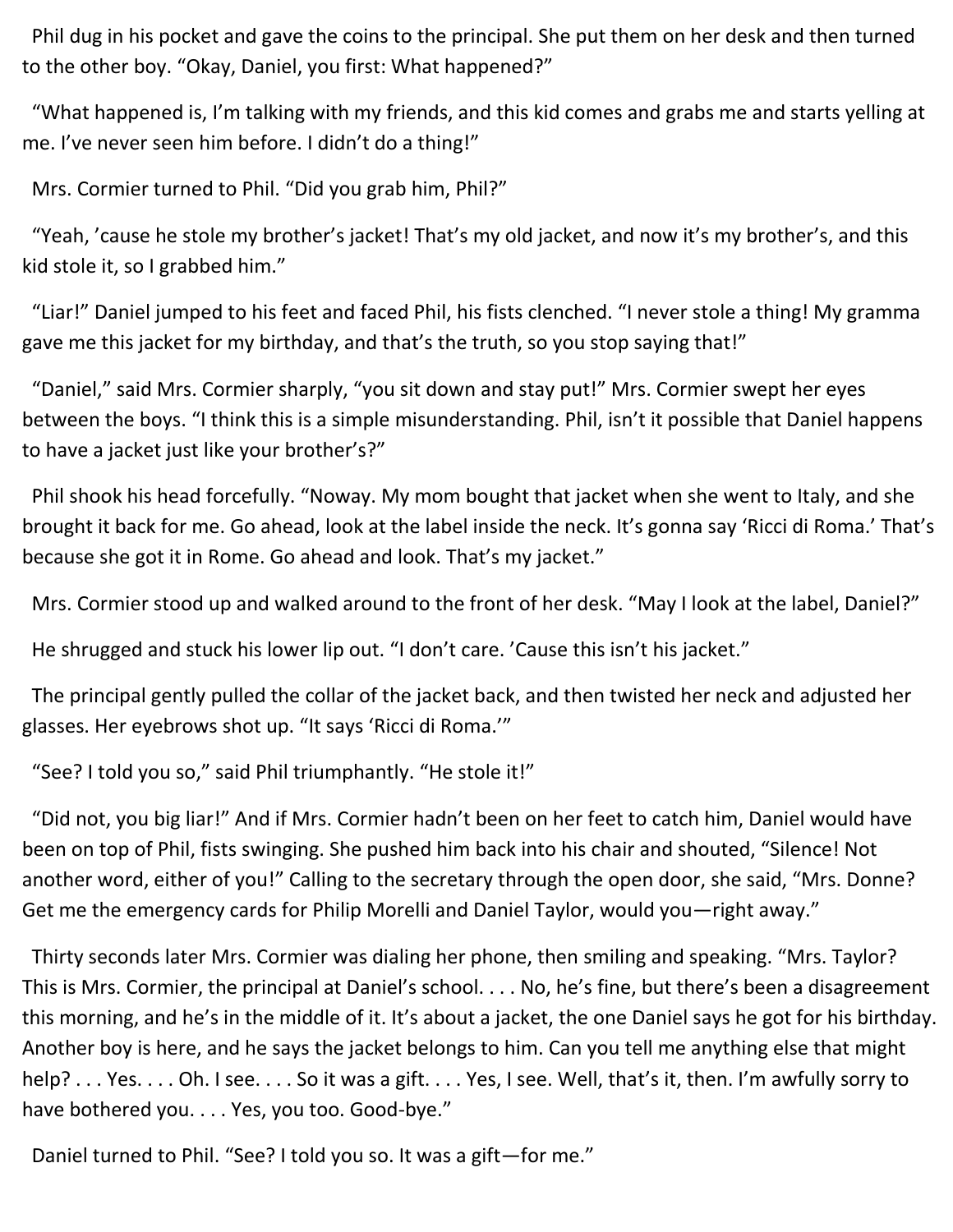Phil dug in his pocket and gave the coins to the principal. She put them on her desk and then turned to the other boy. “Okay, Daniel, you first: What happened?”

“What happened is, I’m talking with my friends, and this kid comes and grabs me and starts yelling at me. I’ve never seen him before. I didn’t do a thing!”

Mrs. Cormier turned to Phil. “Did you grab him, Phil?”

“Yeah, ’cause he stole my brother’s jacket! That’s my old jacket, and now it’s my brother’s, and this kid stole it, so I grabbed him.”

“Liar!” Daniel jumped to his feet and faced Phil, his fists clenched. “I never stole a thing! My gramma gave me this jacket for my birthday, and that’s the truth, so you stop saying that!”

“Daniel,” said Mrs. Cormier sharply, “you sit down and stay put!” Mrs. Cormier swept her eyes between the boys. “I think this is a simple misunderstanding. Phil, isn’t it possible that Daniel happens to have a jacket just like your brother’s?”

Phil shook his head forcefully. “Noway. My mom bought that jacket when she went to Italy, and she brought it back for me. Go ahead, look at the label inside the neck. It’s gonna say ‘Ricci di Roma.’ That’s because she got it in Rome. Go ahead and look. That’s my jacket.”

Mrs. Cormier stood up and walked around to the front of her desk. “May I look at the label, Daniel?”

He shrugged and stuck his lower lip out. “I don’t care. ’Cause this isn’t his jacket.”

The principal gently pulled the collar of the jacket back, and then twisted her neck and adjusted her glasses. Her eyebrows shot up. “It says ‘Ricci di Roma.’”

“See? I told you so,” said Phil triumphantly. “He stole it!”

“Did not, you big liar!” And if Mrs. Cormier hadn’t been on her feet to catch him, Daniel would have been on top of Phil, fists swinging. She pushed him back into his chair and shouted, “Silence! Not another word, either of you!” Calling to the secretary through the open door, she said, “Mrs. Donne? Get me the emergency cards for Philip Morelli and Daniel Taylor, would you—right away.”

Thirty seconds later Mrs. Cormier was dialing her phone, then smiling and speaking. “Mrs. Taylor? This is Mrs. Cormier, the principal at Daniel’s school. . . . No, he’s fine, but there’s been a disagreement this morning, and he’s in the middle of it. It’s about a jacket, the one Daniel says he got for his birthday. Another boy is here, and he says the jacket belongs to him. Can you tell me anything else that might help? . . . Yes. . . . Oh. I see. . . . So it was a gift. . . . Yes, I see. Well, that’s it, then. I’m awfully sorry to have bothered you. . . . Yes, you too. Good-bye.”

Daniel turned to Phil. “See? I told you so. It was a gift—for me.”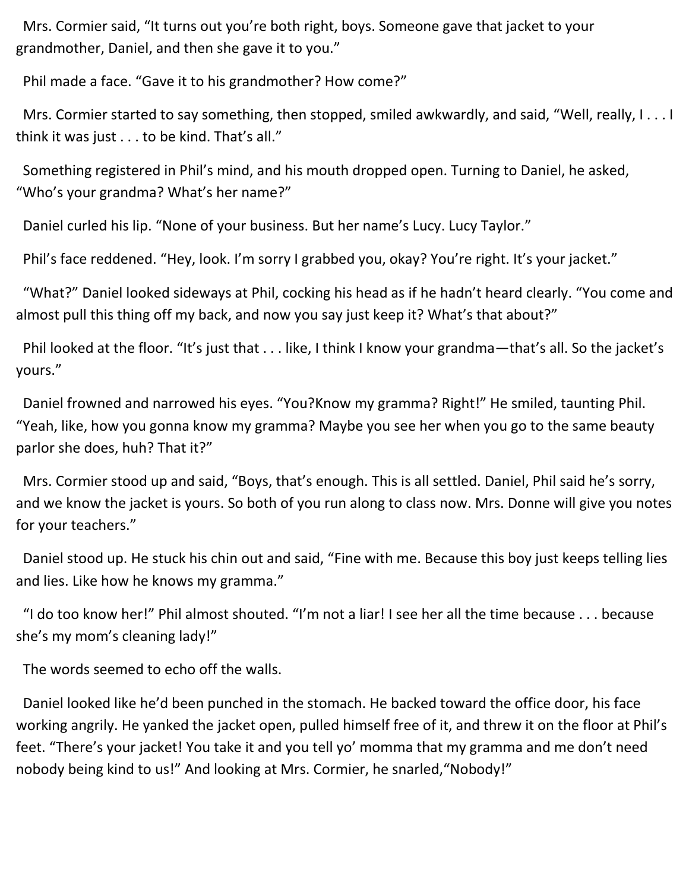Mrs. Cormier said, "It turns out you're both right, boys. Someone gave that jacket to your grandmother, Daniel, and then she gave it to you."

Phil made a face. "Gave it to his grandmother? How come?"

Mrs. Cormier started to say something, then stopped, smiled awkwardly, and said, "Well, really, I . . . I think it was just . . . to be kind. That's all."

Something registered in Phil's mind, and his mouth dropped open. Turning to Daniel, he asked, "Who's your grandma? What's her name?"

Daniel curled his lip. "None of your business. But her name's Lucy. Lucy Taylor."

Phil's face reddened. "Hey, look. I'm sorry I grabbed you, okay? You're right. It's your jacket."

"What?" Daniel looked sideways at Phil, cocking his head as if he hadn't heard clearly. "You come and almost pull this thing off my back, and now you say just keep it? What's that about?"

Phil looked at the floor. "It's just that . . . like, I think I know your grandma—that's all. So the jacket's yours."

Daniel frowned and narrowed his eyes. "You?Know my gramma? Right!" He smiled, taunting Phil. "Yeah, like, how you gonna know my gramma? Maybe you see her when you go to the same beauty parlor she does, huh? That it?"

Mrs. Cormier stood up and said, "Boys, that's enough. This is all settled. Daniel, Phil said he's sorry, and we know the jacket is yours. So both of you run along to class now. Mrs. Donne will give you notes for your teachers."

Daniel stood up. He stuck his chin out and said, "Fine with me. Because this boy just keeps telling lies and lies. Like how he knows my gramma."

"I do too know her!" Phil almost shouted. "I'm not a liar! I see her all the time because . . . because she's my mom's cleaning lady!"

The words seemed to echo off the walls.

Daniel looked like he'd been punched in the stomach. He backed toward the office door, his face working angrily. He yanked the jacket open, pulled himself free of it, and threw it on the floor at Phil's feet. "There's your jacket! You take it and you tell yo' momma that my gramma and me don't need nobody being kind to us!" And looking at Mrs. Cormier, he snarled,"Nobody!"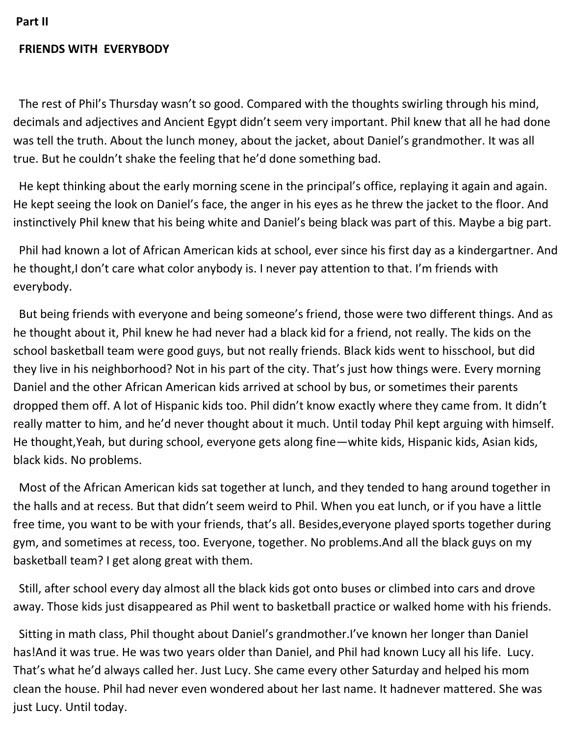**Part II**

**FRIENDS WITH EVERYBODY**

The rest of Phil's Thursday wasn't so good. Compared with the thoughts swirling through his mind, decimals and adjectives and Ancient Egypt didn't seem very important. Phil knew that all he had done was tell the truth. About the lunch money, about the jacket, about Daniel's grandmother. It was all true. But he couldn't shake the feeling that he'd done something bad.

He kept thinking about the early morning scene in the principal's office, replaying it again and again. He kept seeing the look on Daniel's face, the anger in his eyes as he threw the jacket to the floor. And instinctively Phil knew that his being white and Daniel's being black was part of this. Maybe a big part.

Phil had known a lot of African American kids at school, ever since his first day as a kindergartner. And he thought,I don't care what color anybody is. I never pay attention to that. I'm friends with everybody.

But being friends with everyone and being someone's friend, those were two different things. And as he thought about it, Phil knew he had never had a black kid for a friend, not really. The kids on the school basketball team were good guys, but not really friends. Black kids went to hisschool, but did they live in his neighborhood? Not in his part of the city. That's just how things were. Every morning Daniel and the other African American kids arrived at school by bus, or sometimes their parents dropped them off. A lot of Hispanic kids too. Phil didn't know exactly where they came from. It didn't really matter to him, and he'd never thought about it much. Until today Phil kept arguing with himself. He thought,Yeah, but during school, everyone gets along fine—white kids, Hispanic kids, Asian kids, black kids. No problems.

Most of the African American kids sat together at lunch, and they tended to hang around together in the halls and at recess. But that didn't seem weird to Phil. When you eat lunch, or if you have a little free time, you want to be with your friends, that's all. Besides,everyone played sports together during gym, and sometimes at recess, too. Everyone, together. No problems.And all the black guys on my basketball team? I get along great with them.

Still, after school every day almost all the black kids got onto buses or climbed into cars and drove away. Those kids just disappeared as Phil went to basketball practice or walked home with his friends.

Sitting in math class, Phil thought about Daniel's grandmother.I've known her longer than Daniel has!And it was true. He was two years older than Daniel, and Phil had known Lucy all his life. Lucy. That's what he'd always called her. Just Lucy. She came every other Saturday and helped his mom clean the house. Phil had never even wondered about her last name. It hadnever mattered. She was just Lucy. Until today.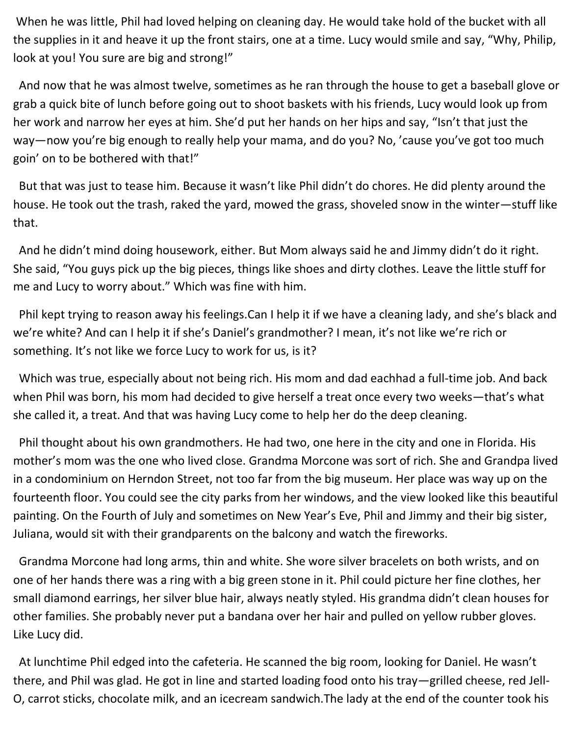When he was little, Phil had loved helping on cleaning day. He would take hold of the bucket with all the supplies in it and heave it up the front stairs, one at a time. Lucy would smile and say, “Why, Philip, look at you! You sure are big and strong!”

And now that he was almost twelve, sometimes as he ran through the house to get a baseball glove or grab a quick bite of lunch before going out to shoot baskets with his friends, Lucy would look up from her work and narrow her eyes at him. She’d put her hands on her hips and say, “Isn’t that just the way—now you’re big enough to really help your mama, and do you? No, ’cause you’ve got too much goin’ on to be bothered with that!”

But that was just to tease him. Because it wasn’t like Phil didn’t do chores. He did plenty around the house. He took out the trash, raked the yard, mowed the grass, shoveled snow in the winter—stuff like that.

And he didn’t mind doing housework, either. But Mom always said he and Jimmy didn’t do it right. She said, “You guys pick up the big pieces, things like shoes and dirty clothes. Leave the little stuff for me and Lucy to worry about.” Which was fine with him.

Phil kept trying to reason away his feelings.Can I help it if we have a cleaning lady, and she’s black and we’re white? And can I help it if she’s Daniel’s grandmother? I mean, it’s not like we’re rich or something. It’s not like we force Lucy to work for us, is it?

Which was true, especially about not being rich. His mom and dad eachhad a full-time job. And back when Phil was born, his mom had decided to give herself a treat once every two weeks—that’s what she called it, a treat. And that was having Lucy come to help her do the deep cleaning.

Phil thought about his own grandmothers. He had two, one here in the city and one in Florida. His mother’s mom was the one who lived close. Grandma Morcone was sort of rich. She and Grandpa lived in a condominium on Herndon Street, not too far from the big museum. Her place was way up on the fourteenth floor. You could see the city parks from her windows, and the view looked like this beautiful painting. On the Fourth of July and sometimes on New Year’s Eve, Phil and Jimmy and their big sister, Juliana, would sit with their grandparents on the balcony and watch the fireworks.

Grandma Morcone had long arms, thin and white. She wore silver bracelets on both wrists, and on one of her hands there was a ring with a big green stone in it. Phil could picture her fine clothes, her small diamond earrings, her silver blue hair, always neatly styled. His grandma didn’t clean houses for other families. She probably never put a bandana over her hair and pulled on yellow rubber gloves. Like Lucy did.

At lunchtime Phil edged into the cafeteria. He scanned the big room, looking for Daniel. He wasn’t there, and Phil was glad. He got in line and started loading food onto his tray—grilled cheese, red Jell-O, carrot sticks, chocolate milk, and an icecream sandwich.The lady at the end of the counter took his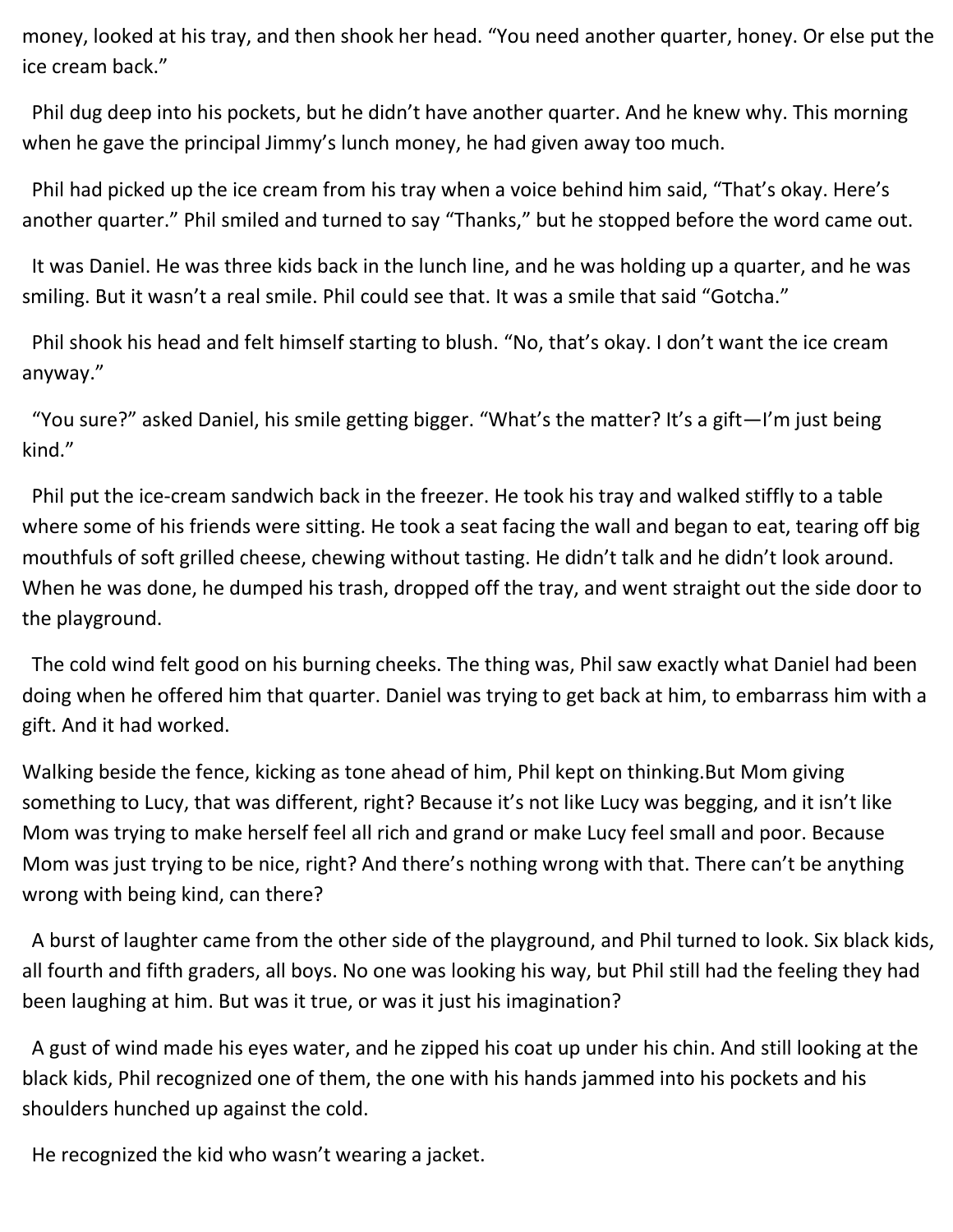money, looked at his tray, and then shook her head. "You need another quarter, honey. Or else put the ice cream back."

Phil dug deep into his pockets, but he didn't have another quarter. And he knew why. This morning when he gave the principal Jimmy's lunch money, he had given away too much.

Phil had picked up the ice cream from his tray when a voice behind him said, "That's okay. Here's another quarter." Phil smiled and turned to say "Thanks," but he stopped before the word came out.

It was Daniel. He was three kids back in the lunch line, and he was holding up a quarter, and he was smiling. But it wasn't a real smile. Phil could see that. It was a smile that said "Gotcha."

Phil shook his head and felt himself starting to blush. "No, that's okay. I don't want the ice cream anyway."

"You sure?" asked Daniel, his smile getting bigger. "What's the matter? It's a gift—I'm just being kind."

Phil put the ice-cream sandwich back in the freezer. He took his tray and walked stiffly to a table where some of his friends were sitting. He took a seat facing the wall and began to eat, tearing off big mouthfuls of soft grilled cheese, chewing without tasting. He didn't talk and he didn't look around. When he was done, he dumped his trash, dropped off the tray, and went straight out the side door to the playground.

The cold wind felt good on his burning cheeks. The thing was, Phil saw exactly what Daniel had been doing when he offered him that quarter. Daniel was trying to get back at him, to embarrass him with a gift. And it had worked.

Walking beside the fence, kicking as tone ahead of him, Phil kept on thinking.But Mom giving something to Lucy, that was different, right? Because it's not like Lucy was begging, and it isn't like Mom was trying to make herself feel all rich and grand or make Lucy feel small and poor. Because Mom was just trying to be nice, right? And there's nothing wrong with that. There can't be anything wrong with being kind, can there?

A burst of laughter came from the other side of the playground, and Phil turned to look. Six black kids, all fourth and fifth graders, all boys. No one was looking his way, but Phil still had the feeling they had been laughing at him. But was it true, or was it just his imagination?

A gust of wind made his eyes water, and he zipped his coat up under his chin. And still looking at the black kids, Phil recognized one of them, the one with his hands jammed into his pockets and his shoulders hunched up against the cold.

He recognized the kid who wasn't wearing a jacket.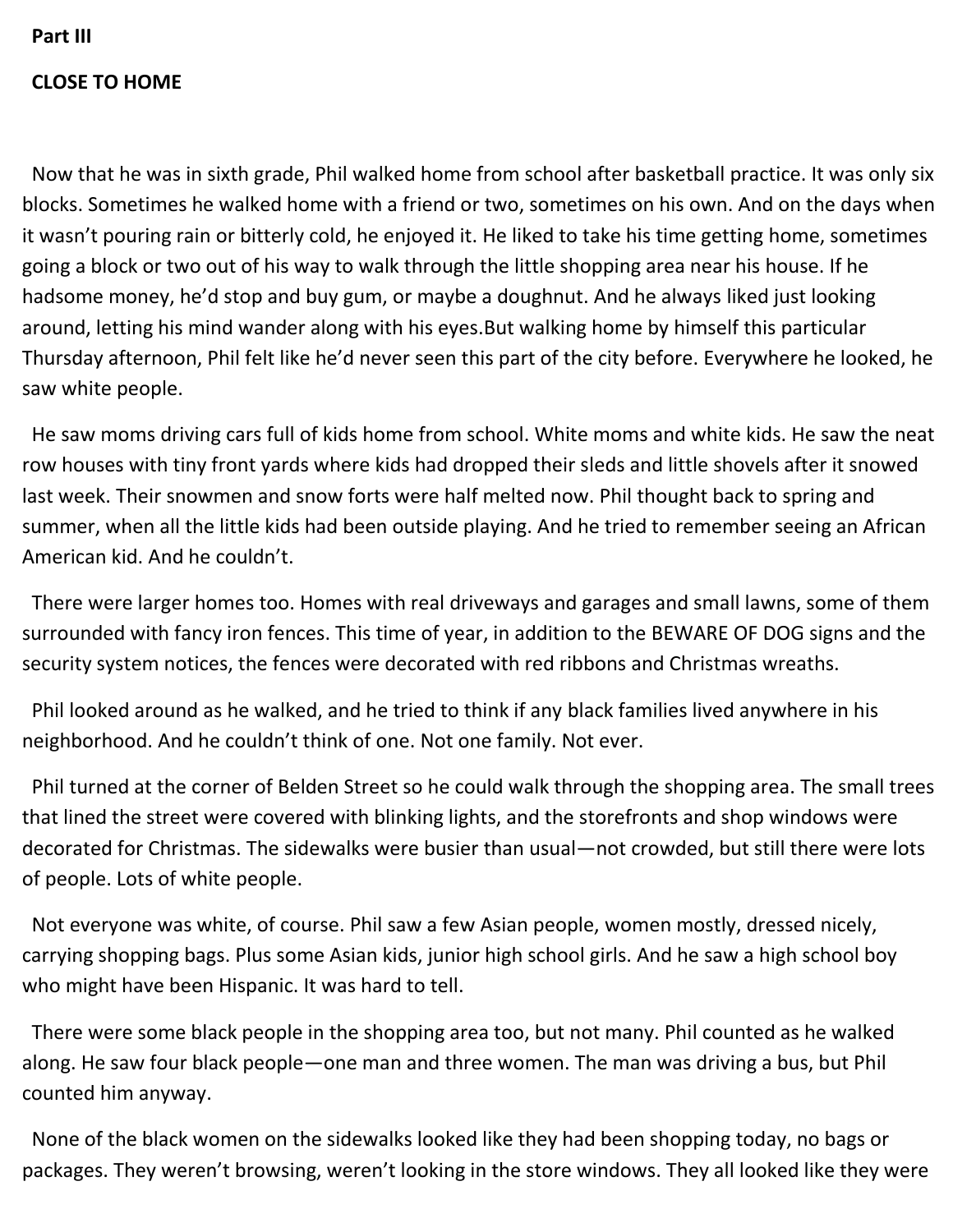**Part III**

**CLOSE TO HOME**

Now that he was in sixth grade, Phil walked home from school after basketball practice. It was only six blocks. Sometimes he walked home with a friend or two, sometimes on his own. And on the days when it wasn't pouring rain or bitterly cold, he enjoyed it. He liked to take his time getting home, sometimes going a block or two out of his way to walk through the little shopping area near his house. If he hadsome money, he'd stop and buy gum, or maybe a doughnut. And he always liked just looking around, letting his mind wander along with his eyes.But walking home by himself this particular Thursday afternoon, Phil felt like he'd never seen this part of the city before. Everywhere he looked, he saw white people.

He saw moms driving cars full of kids home from school. White moms and white kids. He saw the neat row houses with tiny front yards where kids had dropped their sleds and little shovels after it snowed last week. Their snowmen and snow forts were half melted now. Phil thought back to spring and summer, when all the little kids had been outside playing. And he tried to remember seeing an African American kid. And he couldn't.

There were larger homes too. Homes with real driveways and garages and small lawns, some of them surrounded with fancy iron fences. This time of year, in addition to the BEWARE OF DOG signs and the security system notices, the fences were decorated with red ribbons and Christmas wreaths.

Phil looked around as he walked, and he tried to think if any black families lived anywhere in his neighborhood. And he couldn't think of one. Not one family. Not ever.

Phil turned at the corner of Belden Street so he could walk through the shopping area. The small trees that lined the street were covered with blinking lights, and the storefronts and shop windows were decorated for Christmas. The sidewalks were busier than usual—not crowded, but still there were lots of people. Lots of white people.

Not everyone was white, of course. Phil saw a few Asian people, women mostly, dressed nicely, carrying shopping bags. Plus some Asian kids, junior high school girls. And he saw a high school boy who might have been Hispanic. It was hard to tell.

There were some black people in the shopping area too, but not many. Phil counted as he walked along. He saw four black people—one man and three women. The man was driving a bus, but Phil counted him anyway.

None of the black women on the sidewalks looked like they had been shopping today, no bags or packages. They weren't browsing, weren't looking in the store windows. They all looked like they were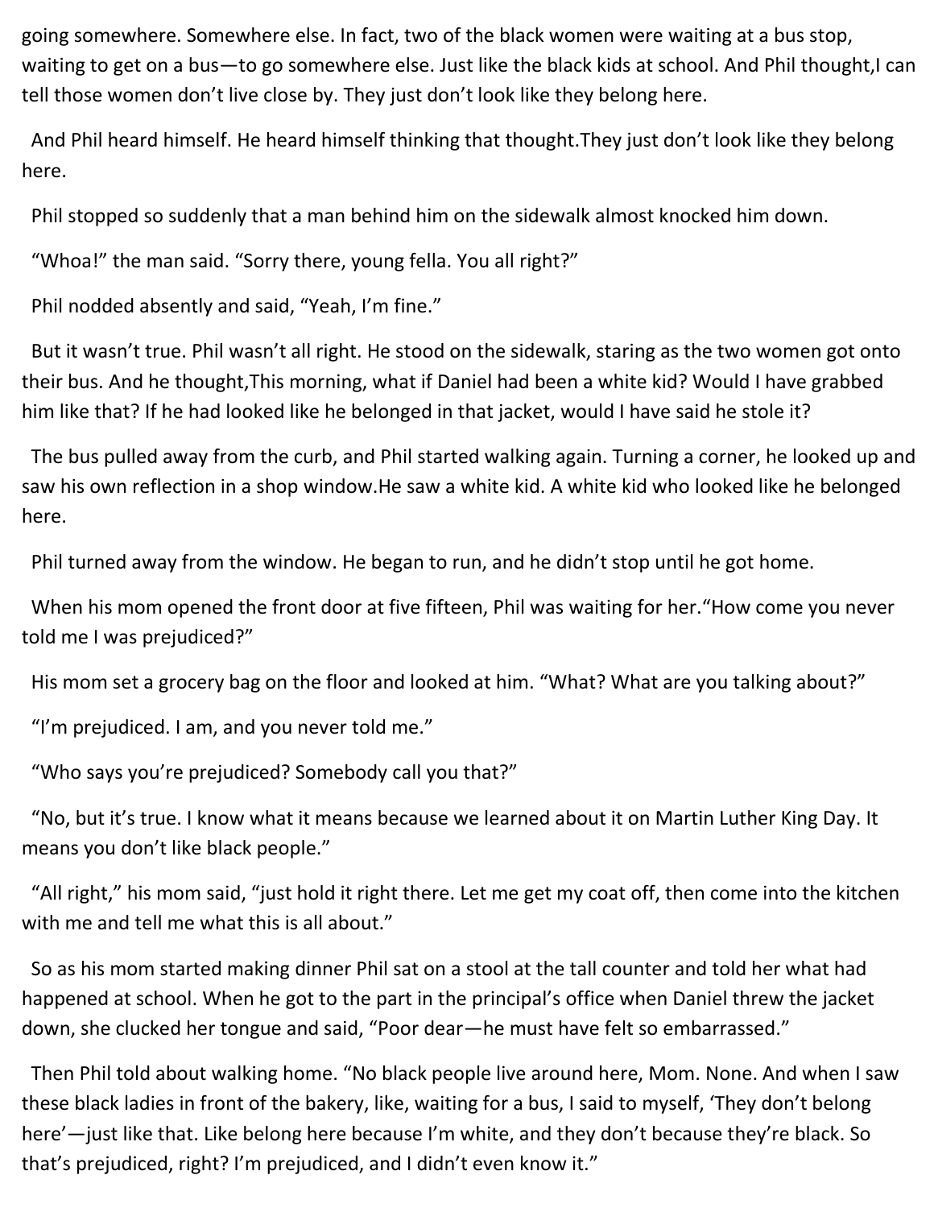going somewhere. Somewhere else. In fact, two of the black women were waiting at a bus stop, waiting to get on a bus—to go somewhere else. Just like the black kids at school. And Phil thought,I can tell those women don't live close by. They just don't look like they belong here.

And Phil heard himself. He heard himself thinking that thought.They just don't look like they belong here.

Phil stopped so suddenly that a man behind him on the sidewalk almost knocked him down.

"Whoa!" the man said. "Sorry there, young fella. You all right?"

Phil nodded absently and said, "Yeah, I'm fine."

But it wasn't true. Phil wasn't all right. He stood on the sidewalk, staring as the two women got onto their bus. And he thought,This morning, what if Daniel had been a white kid? Would I have grabbed him like that? If he had looked like he belonged in that jacket, would I have said he stole it?

The bus pulled away from the curb, and Phil started walking again. Turning a corner, he looked up and saw his own reflection in a shop window.He saw a white kid. A white kid who looked like he belonged here.

Phil turned away from the window. He began to run, and he didn't stop until he got home.

When his mom opened the front door at five fifteen, Phil was waiting for her."How come you never told me I was prejudiced?"

His mom set a grocery bag on the floor and looked at him. "What? What are you talking about?"

"I'm prejudiced. I am, and you never told me."

"Who says you're prejudiced? Somebody call you that?"

"No, but it's true. I know what it means because we learned about it on Martin Luther King Day. It means you don't like black people."

"All right," his mom said, "just hold it right there. Let me get my coat off, then come into the kitchen with me and tell me what this is all about."

So as his mom started making dinner Phil sat on a stool at the tall counter and told her what had happened at school. When he got to the part in the principal's office when Daniel threw the jacket down, she clucked her tongue and said, "Poor dear—he must have felt so embarrassed."

Then Phil told about walking home. "No black people live around here, Mom. None. And when I saw these black ladies in front of the bakery, like, waiting for a bus, I said to myself, 'They don't belong here'—just like that. Like belong here because I'm white, and they don't because they're black. So that's prejudiced, right? I'm prejudiced, and I didn't even know it."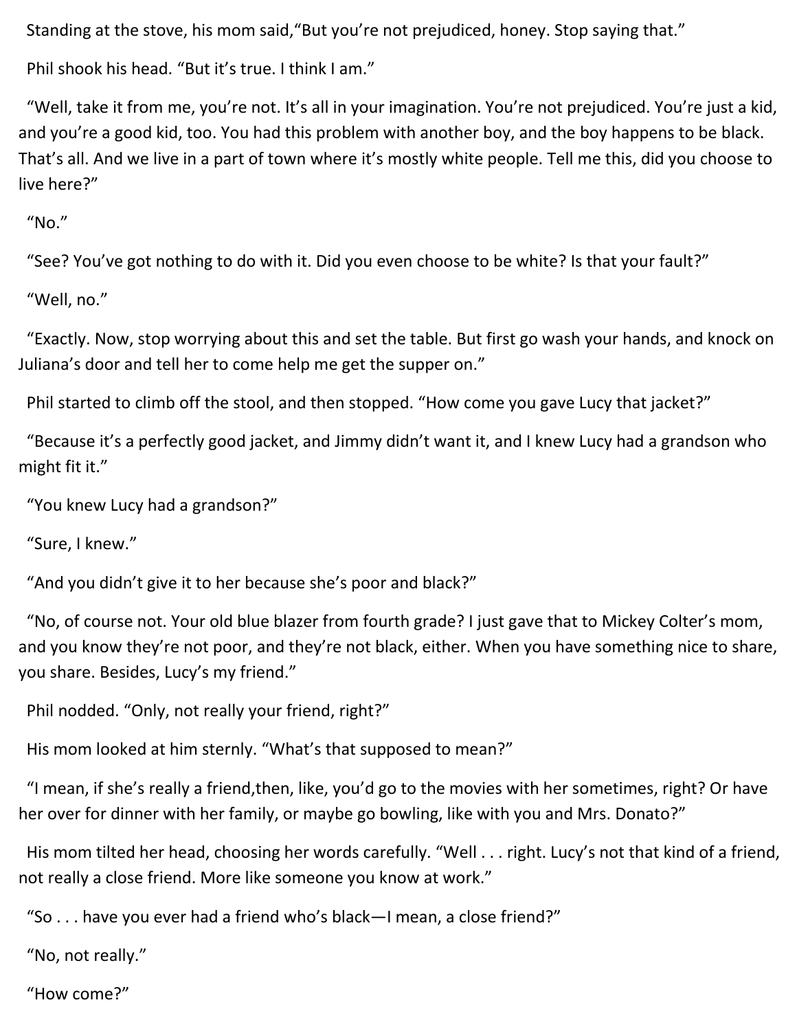Standing at the stove, his mom said,"But you're not prejudiced, honey. Stop saying that."

Phil shook his head. "But it's true. I think I am."

"Well, take it from me, you're not. It's all in your imagination. You're not prejudiced. You're just a kid, and you're a good kid, too. You had this problem with another boy, and the boy happens to be black. That's all. And we live in a part of town where it's mostly white people. Tell me this, did you choose to live here?"

"No."

"See? You've got nothing to do with it. Did you even choose to be white? Is that your fault?"

"Well, no."

"Exactly. Now, stop worrying about this and set the table. But first go wash your hands, and knock on Juliana's door and tell her to come help me get the supper on."

Phil started to climb off the stool, and then stopped. "How come you gave Lucy that jacket?"

"Because it's a perfectly good jacket, and Jimmy didn't want it, and I knew Lucy had a grandson who might fit it."

"You knew Lucy had a grandson?"

"Sure, I knew."

"And you didn't give it to her because she's poor and black?"

"No, of course not. Your old blue blazer from fourth grade? I just gave that to Mickey Colter's mom, and you know they're not poor, and they're not black, either. When you have something nice to share, you share. Besides, Lucy's my friend."

Phil nodded. "Only, not really your friend, right?"

His mom looked at him sternly. "What's that supposed to mean?"

"I mean, if she's really a friend,then, like, you'd go to the movies with her sometimes, right? Or have her over for dinner with her family, or maybe go bowling, like with you and Mrs. Donato?"

His mom tilted her head, choosing her words carefully. "Well . . . right. Lucy's not that kind of a friend, not really a close friend. More like someone you know at work."

"So . . . have you ever had a friend who's black—I mean, a close friend?"

"No, not really."

"How come?"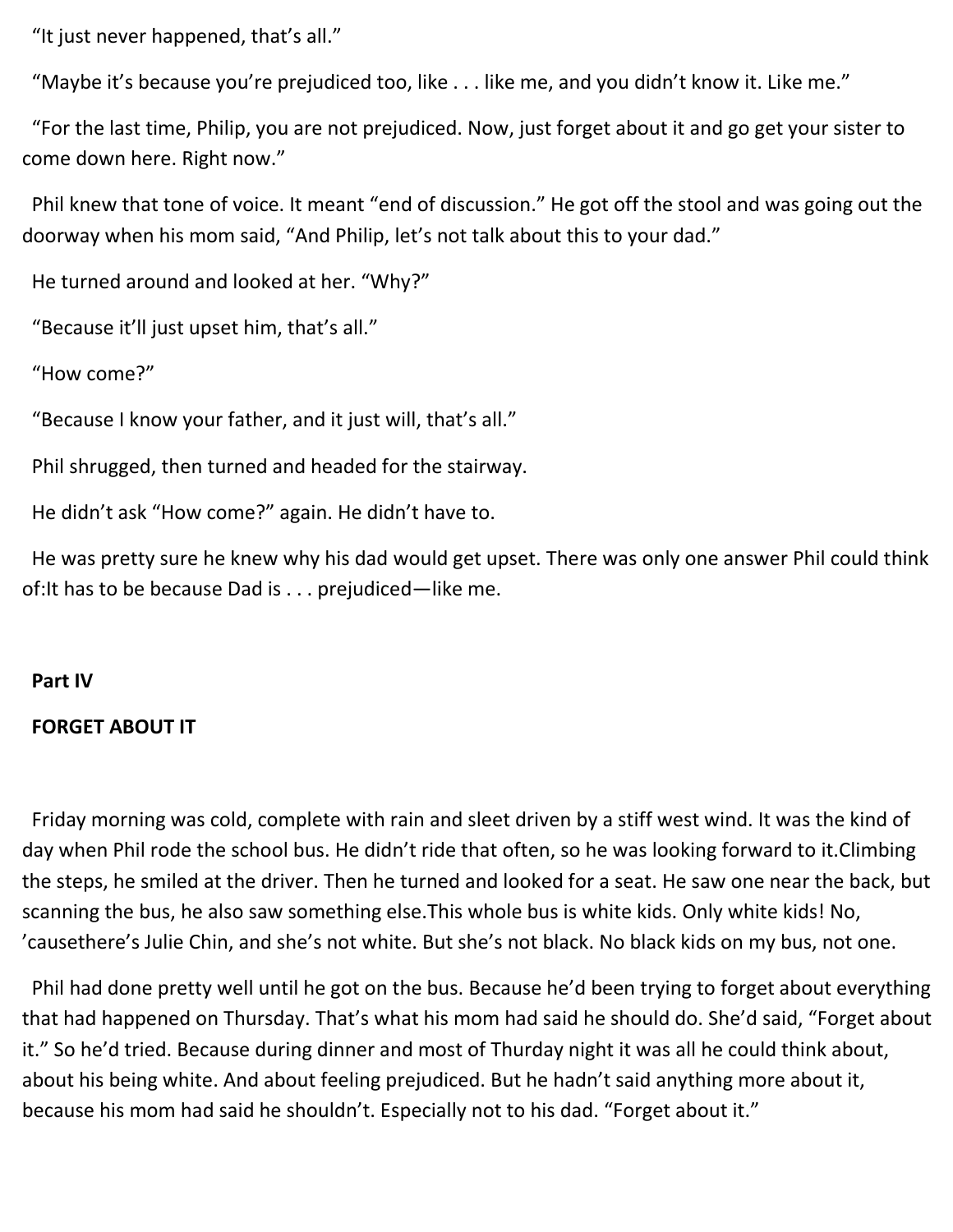"It just never happened, that's all."

"Maybe it's because you're prejudiced too, like . . . like me, and you didn't know it. Like me."

"For the last time, Philip, you are not prejudiced. Now, just forget about it and go get your sister to come down here. Right now."

Phil knew that tone of voice. It meant "end of discussion." He got off the stool and was going out the doorway when his mom said, "And Philip, let's not talk about this to your dad."

He turned around and looked at her. "Why?"

"Because it'll just upset him, that's all."

"How come?"

"Because I know your father, and it just will, that's all."

Phil shrugged, then turned and headed for the stairway.

He didn't ask "How come?" again. He didn't have to.

He was pretty sure he knew why his dad would get upset. There was only one answer Phil could think of:*It has to be because Dad is . . . prejudiced—like me.*

**Part IV**

**FORGET ABOUT IT**

Friday morning was cold, complete with rain and sleet driven by a stiff west wind. It was the kind of day when Phil rode the school bus. He didn't ride that often, so he was looking forward to it.Climbing the steps, he smiled at the driver. Then he turned and looked for a seat. He saw one near the back, but scanning the bus, he also saw something else.*This whole bus is white kids. Only white kids! No, 'causethere's Julie Chin, and she's not white. But she's not black. No black kids on my bus, not one.*

Phil had done pretty well until he got on the bus. Because he'd been trying to forget about everything that had happened on Thursday. That's what his mom had said he should do. She'd said, "Forget about it." So he'd tried. Because during dinner and most of Thurday night it was all he could think about, about his being white. And about feeling prejudiced. But he hadn't said anything more about it, because his mom had said he shouldn't. Especially not to his dad. "Forget about it."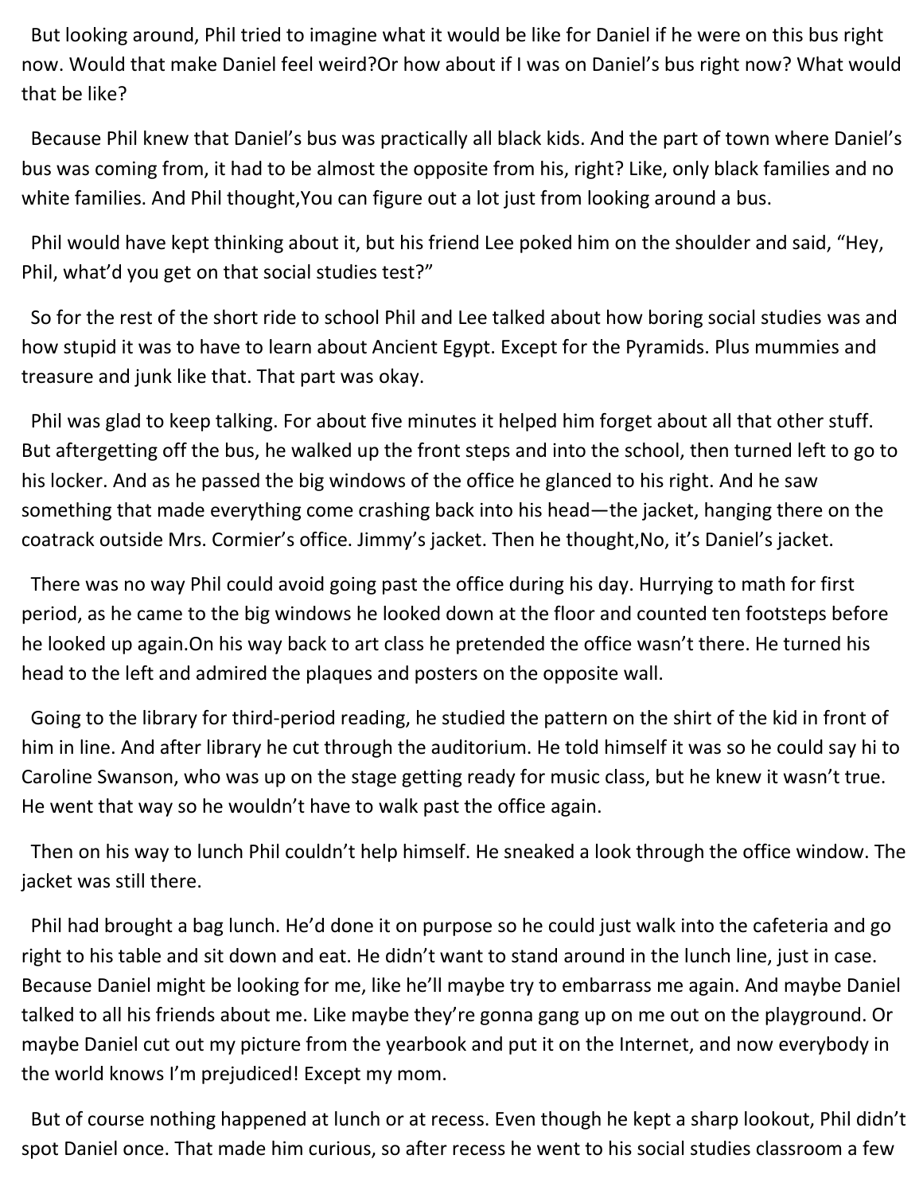But looking around, Phil tried to imagine what it would be like for Daniel if he were on this bus right now. Would that make Daniel feel weird?Or how about if I was on Daniel's bus right now? What would that be like?

Because Phil knew that Daniel's bus was practically all black kids. And the part of town where Daniel's bus was coming from, it had to be almost the opposite from his, right? Like, only black families and no white families. And Phil thought,You can figure out a lot just from looking around a bus.

Phil would have kept thinking about it, but his friend Lee poked him on the shoulder and said, "Hey, Phil, what'd you get on that social studies test?"

So for the rest of the short ride to school Phil and Lee talked about how boring social studies was and how stupid it was to have to learn about Ancient Egypt. Except for the Pyramids. Plus mummies and treasure and junk like that. That part was okay.

Phil was glad to keep talking. For about five minutes it helped him forget about all that other stuff. But aftergetting off the bus, he walked up the front steps and into the school, then turned left to go to his locker. And as he passed the big windows of the office he glanced to his right. And he saw something that made everything come crashing back into his head—the jacket, hanging there on the coatrack outside Mrs. Cormier's office. Jimmy's jacket. Then he thought,No, it's Daniel's jacket.

There was no way Phil could avoid going past the office during his day. Hurrying to math for first period, as he came to the big windows he looked down at the floor and counted ten footsteps before he looked up again.On his way back to art class he pretended the office wasn't there. He turned his head to the left and admired the plaques and posters on the opposite wall.

Going to the library for third-period reading, he studied the pattern on the shirt of the kid in front of him in line. And after library he cut through the auditorium. He told himself it was so he could say hi to Caroline Swanson, who was up on the stage getting ready for music class, but he knew it wasn't true. He went that way so he wouldn't have to walk past the office again.

Then on his way to lunch Phil couldn't help himself. He sneaked a look through the office window. The jacket was still there.

Phil had brought a bag lunch. He'd done it on purpose so he could just walk into the cafeteria and go right to his table and sit down and eat. He didn't want to stand around in the lunch line, just in case. Because Daniel might be looking for me, like he'll maybe try to embarrass me again. And maybe Daniel talked to all his friends about me. Like maybe they're gonna gang up on me out on the playground. Or maybe Daniel cut out my picture from the yearbook and put it on the Internet, and now everybody in the world knows I'm prejudiced! Except my mom.

But of course nothing happened at lunch or at recess. Even though he kept a sharp lookout, Phil didn't spot Daniel once. That made him curious, so after recess he went to his social studies classroom a few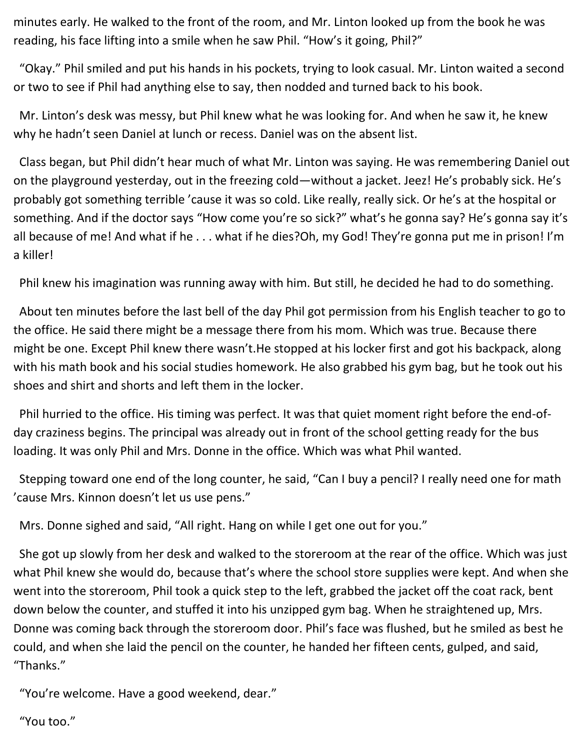minutes early. He walked to the front of the room, and Mr. Linton looked up from the book he was reading, his face lifting into a smile when he saw Phil. “How’s it going, Phil?”

“Okay.” Phil smiled and put his hands in his pockets, trying to look casual. Mr. Linton waited a second or two to see if Phil had anything else to say, then nodded and turned back to his book.

Mr. Linton’s desk was messy, but Phil knew what he was looking for. And when he saw it, he knew why he hadn’t seen Daniel at lunch or recess. Daniel was on the absent list.

Class began, but Phil didn’t hear much of what Mr. Linton was saying. He was remembering Daniel out on the playground yesterday, out in the freezing cold—without a jacket. Jeez! He’s probably sick. He’s probably got something terrible ’cause it was so cold. Like really, really sick. Or he’s at the hospital or something. And if the doctor says “How come you’re so sick?” what’s he gonna say? He’s gonna say it’s all because of me! And what if he . . . what if he dies?Oh, my God! They’re gonna put me in prison! I’m a killer!

Phil knew his imagination was running away with him. But still, he decided he had to do something.

About ten minutes before the last bell of the day Phil got permission from his English teacher to go to the office. He said there might be a message there from his mom. Which was true. Because there might be one. Except Phil knew there wasn’t.He stopped at his locker first and got his backpack, along with his math book and his social studies homework. He also grabbed his gym bag, but he took out his shoes and shirt and shorts and left them in the locker.

Phil hurried to the office. His timing was perfect. It was that quiet moment right before the end-of-day craziness begins. The principal was already out in front of the school getting ready for the bus loading. It was only Phil and Mrs. Donne in the office. Which was what Phil wanted.

Stepping toward one end of the long counter, he said, “Can I buy a pencil? I really need one for math ’cause Mrs. Kinnon doesn’t let us use pens.”

Mrs. Donne sighed and said, “All right. Hang on while I get one out for you.”

She got up slowly from her desk and walked to the storeroom at the rear of the office. Which was just what Phil knew she would do, because that’s where the school store supplies were kept. And when she went into the storeroom, Phil took a quick step to the left, grabbed the jacket off the coat rack, bent down below the counter, and stuffed it into his unzipped gym bag. When he straightened up, Mrs. Donne was coming back through the storeroom door. Phil’s face was flushed, but he smiled as best he could, and when she laid the pencil on the counter, he handed her fifteen cents, gulped, and said, “Thanks.”

“You’re welcome. Have a good weekend, dear.”

“You too.”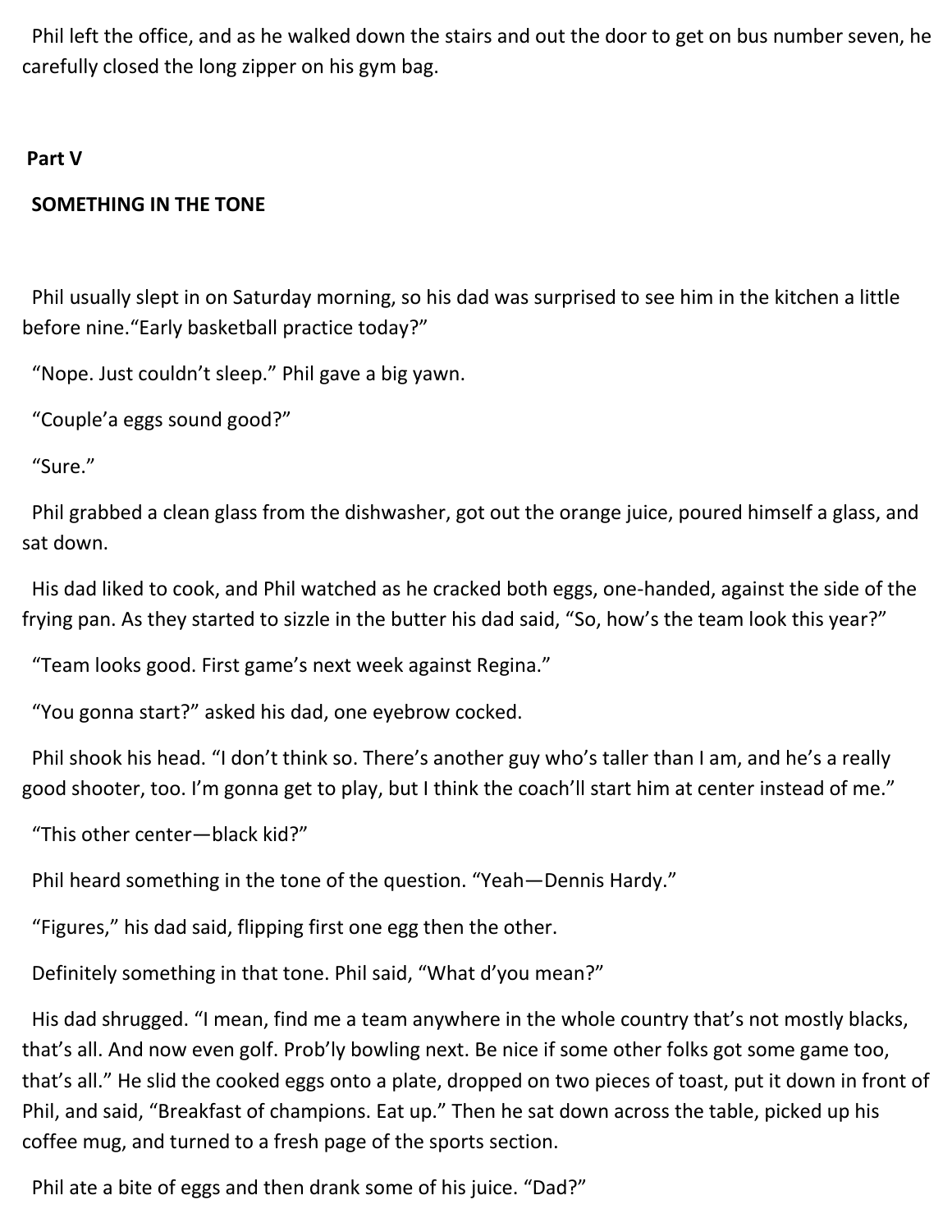Phil left the office, and as he walked down the stairs and out the door to get on bus number seven, he carefully closed the long zipper on his gym bag.

## Part V

## SOMETHING IN THE TONE

Phil usually slept in on Saturday morning, so his dad was surprised to see him in the kitchen a little before nine."Early basketball practice today?"

"Nope. Just couldn't sleep." Phil gave a big yawn.

"Couple'a eggs sound good?"

"Sure."

Phil grabbed a clean glass from the dishwasher, got out the orange juice, poured himself a glass, and sat down.

His dad liked to cook, and Phil watched as he cracked both eggs, one-handed, against the side of the frying pan. As they started to sizzle in the butter his dad said, "So, how's the team look this year?"

"Team looks good. First game's next week against Regina."

"You gonna start?" asked his dad, one eyebrow cocked.

Phil shook his head. "I don't think so. There's another guy who's taller than I am, and he's a really good shooter, too. I'm gonna get to play, but I think the coach'll start him at center instead of me."

"This other center—black kid?"

Phil heard something in the tone of the question. "Yeah—Dennis Hardy."

"Figures," his dad said, flipping first one egg then the other.

Definitely something in that tone. Phil said, "What d'you mean?"

His dad shrugged. "I mean, find me a team anywhere in the whole country that's not mostly blacks, that's all. And now even golf. Prob'ly bowling next. Be nice if some other folks got some game too, that's all." He slid the cooked eggs onto a plate, dropped on two pieces of toast, put it down in front of Phil, and said, "Breakfast of champions. Eat up." Then he sat down across the table, picked up his coffee mug, and turned to a fresh page of the sports section.

Phil ate a bite of eggs and then drank some of his juice. "Dad?"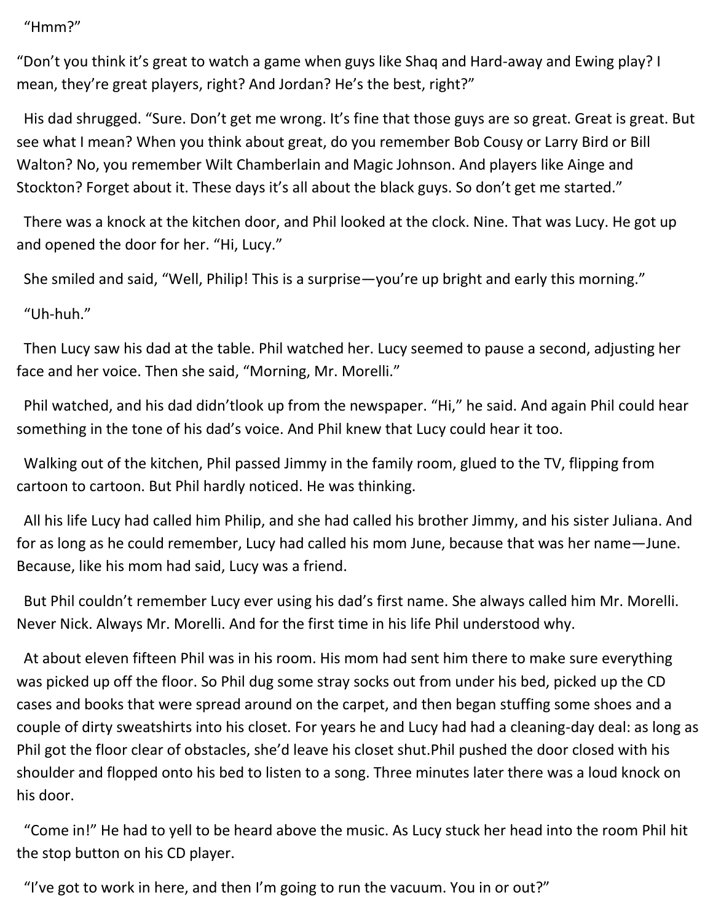"Hmm?"

"Don't you think it's great to watch a game when guys like Shaq and Hard-away and Ewing play? I mean, they're great players, right? And Jordan? He's the best, right?"

His dad shrugged. "Sure. Don't get me wrong. It's fine that those guys are so great. Great is great. But see what I mean? When you think about great, do you remember Bob Cousy or Larry Bird or Bill Walton? No, you remember Wilt Chamberlain and Magic Johnson. And players like Ainge and Stockton? Forget about it. These days it's all about the black guys. So don't get me started."

There was a knock at the kitchen door, and Phil looked at the clock. Nine. That was Lucy. He got up and opened the door for her. "Hi, Lucy."

She smiled and said, "Well, Philip! This is a surprise—you're up bright and early this morning."

"Uh-huh."

Then Lucy saw his dad at the table. Phil watched her. Lucy seemed to pause a second, adjusting her face and her voice. Then she said, "Morning, Mr. Morelli."

Phil watched, and his dad didn'tlook up from the newspaper. "Hi," he said. And again Phil could hear something in the tone of his dad's voice. And Phil knew that Lucy could hear it too.

Walking out of the kitchen, Phil passed Jimmy in the family room, glued to the TV, flipping from cartoon to cartoon. But Phil hardly noticed. He was thinking.

All his life Lucy had called him Philip, and she had called his brother Jimmy, and his sister Juliana. And for as long as he could remember, Lucy had called his mom June, because that was her name—June. Because, like his mom had said, Lucy was a friend.

But Phil couldn't remember Lucy ever using his dad's first name. She always called him Mr. Morelli. Never Nick. Always Mr. Morelli. And for the first time in his life Phil understood why.

At about eleven fifteen Phil was in his room. His mom had sent him there to make sure everything was picked up off the floor. So Phil dug some stray socks out from under his bed, picked up the CD cases and books that were spread around on the carpet, and then began stuffing some shoes and a couple of dirty sweatshirts into his closet. For years he and Lucy had had a cleaning-day deal: as long as Phil got the floor clear of obstacles, she'd leave his closet shut.Phil pushed the door closed with his shoulder and flopped onto his bed to listen to a song. Three minutes later there was a loud knock on his door.

"Come in!" He had to yell to be heard above the music. As Lucy stuck her head into the room Phil hit the stop button on his CD player.

"I've got to work in here, and then I'm going to run the vacuum. You in or out?"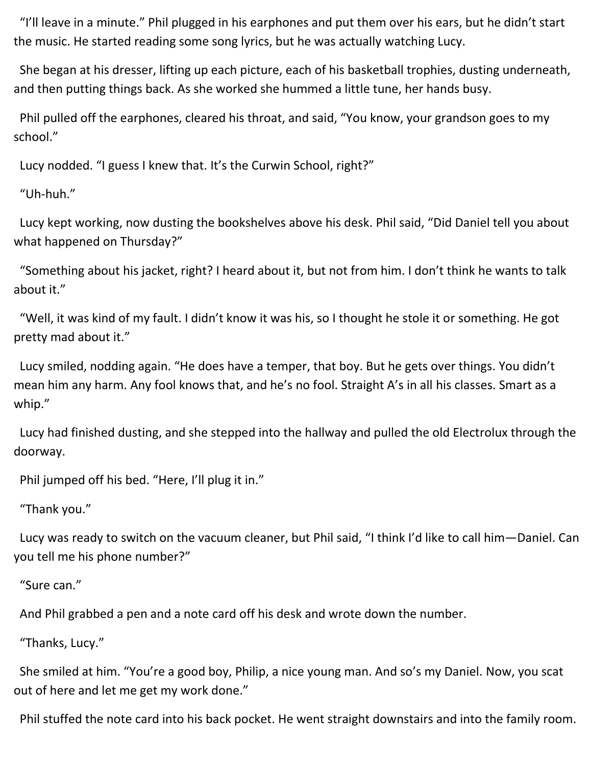"I'll leave in a minute." Phil plugged in his earphones and put them over his ears, but he didn't start the music. He started reading some song lyrics, but he was actually watching Lucy.

She began at his dresser, lifting up each picture, each of his basketball trophies, dusting underneath, and then putting things back. As she worked she hummed a little tune, her hands busy.

Phil pulled off the earphones, cleared his throat, and said, "You know, your grandson goes to my school."

Lucy nodded. "I guess I knew that. It's the Curwin School, right?"

"Uh-huh."

Lucy kept working, now dusting the bookshelves above his desk. Phil said, "Did Daniel tell you about what happened on Thursday?"

"Something about his jacket, right? I heard about it, but not from him. I don't think he wants to talk about it."

"Well, it was kind of my fault. I didn't know it was his, so I thought he stole it or something. He got pretty mad about it."

Lucy smiled, nodding again. "He does have a temper, that boy. But he gets over things. You didn't mean him any harm. Any fool knows that, and he's no fool. Straight A's in all his classes. Smart as a whip."

Lucy had finished dusting, and she stepped into the hallway and pulled the old Electrolux through the doorway.

Phil jumped off his bed. "Here, I'll plug it in."

"Thank you."

Lucy was ready to switch on the vacuum cleaner, but Phil said, "I think I'd like to call him—Daniel. Can you tell me his phone number?"

"Sure can."

And Phil grabbed a pen and a note card off his desk and wrote down the number.

"Thanks, Lucy."

She smiled at him. "You're a good boy, Philip, a nice young man. And so's my Daniel. Now, you scat out of here and let me get my work done."

Phil stuffed the note card into his back pocket. He went straight downstairs and into the family room.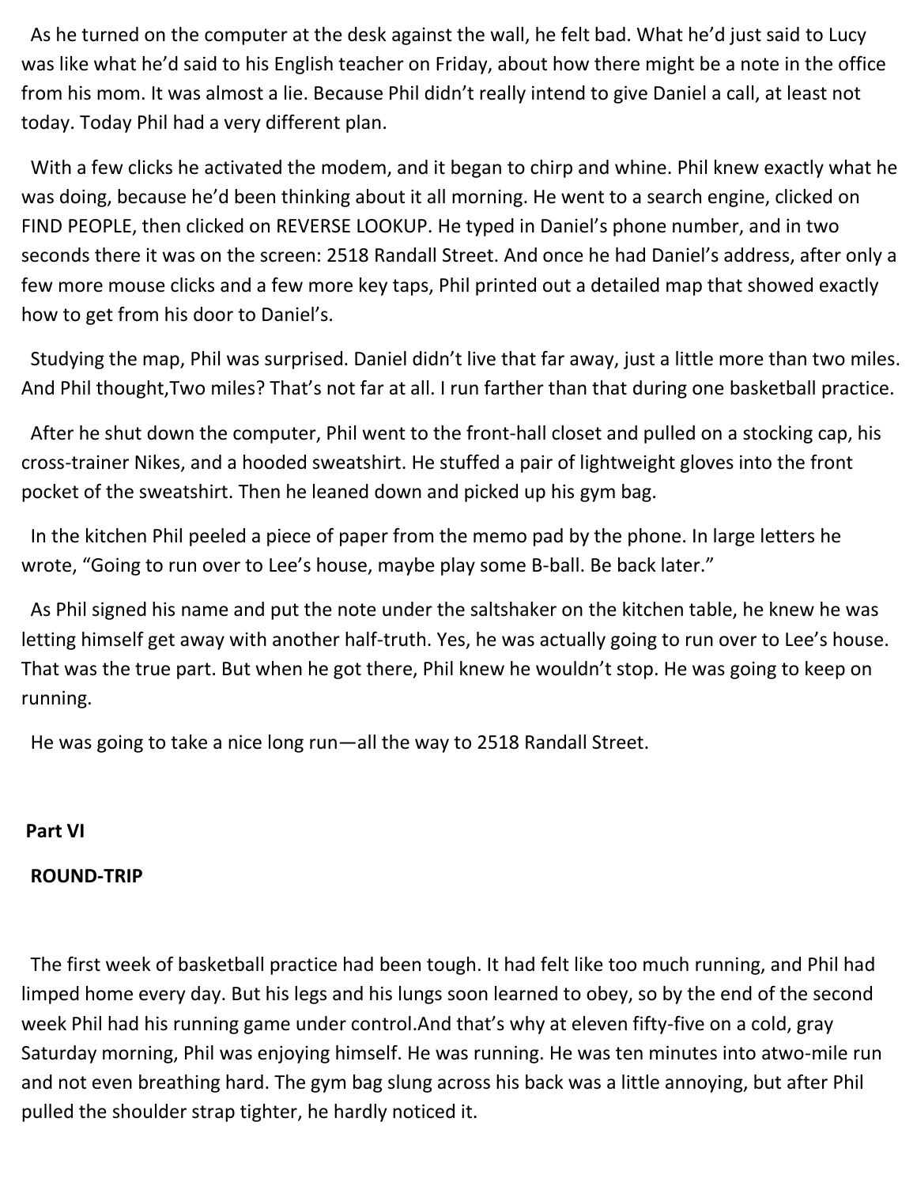As he turned on the computer at the desk against the wall, he felt bad. What he'd just said to Lucy was like what he'd said to his English teacher on Friday, about how there might be a note in the office from his mom. It was almost a lie. Because Phil didn't really intend to give Daniel a call, at least not today. Today Phil had a very different plan.

With a few clicks he activated the modem, and it began to chirp and whine. Phil knew exactly what he was doing, because he'd been thinking about it all morning. He went to a search engine, clicked on FIND PEOPLE, then clicked on REVERSE LOOKUP. He typed in Daniel's phone number, and in two seconds there it was on the screen: 2518 Randall Street. And once he had Daniel's address, after only a few more mouse clicks and a few more key taps, Phil printed out a detailed map that showed exactly how to get from his door to Daniel's.

Studying the map, Phil was surprised. Daniel didn't live that far away, just a little more than two miles. And Phil thought,Two miles? That's not far at all. I run farther than that during one basketball practice.

After he shut down the computer, Phil went to the front-hall closet and pulled on a stocking cap, his cross-trainer Nikes, and a hooded sweatshirt. He stuffed a pair of lightweight gloves into the front pocket of the sweatshirt. Then he leaned down and picked up his gym bag.

In the kitchen Phil peeled a piece of paper from the memo pad by the phone. In large letters he wrote, "Going to run over to Lee's house, maybe play some B-ball. Be back later."

As Phil signed his name and put the note under the saltshaker on the kitchen table, he knew he was letting himself get away with another half-truth. Yes, he was actually going to run over to Lee's house. That was the true part. But when he got there, Phil knew he wouldn't stop. He was going to keep on running.

He was going to take a nice long run—all the way to 2518 Randall Street.

## Part VI

## ROUND-TRIP

The first week of basketball practice had been tough. It had felt like too much running, and Phil had limped home every day. But his legs and his lungs soon learned to obey, so by the end of the second week Phil had his running game under control.And that's why at eleven fifty-five on a cold, gray Saturday morning, Phil was enjoying himself. He was running. He was ten minutes into atwo-mile run and not even breathing hard. The gym bag slung across his back was a little annoying, but after Phil pulled the shoulder strap tighter, he hardly noticed it.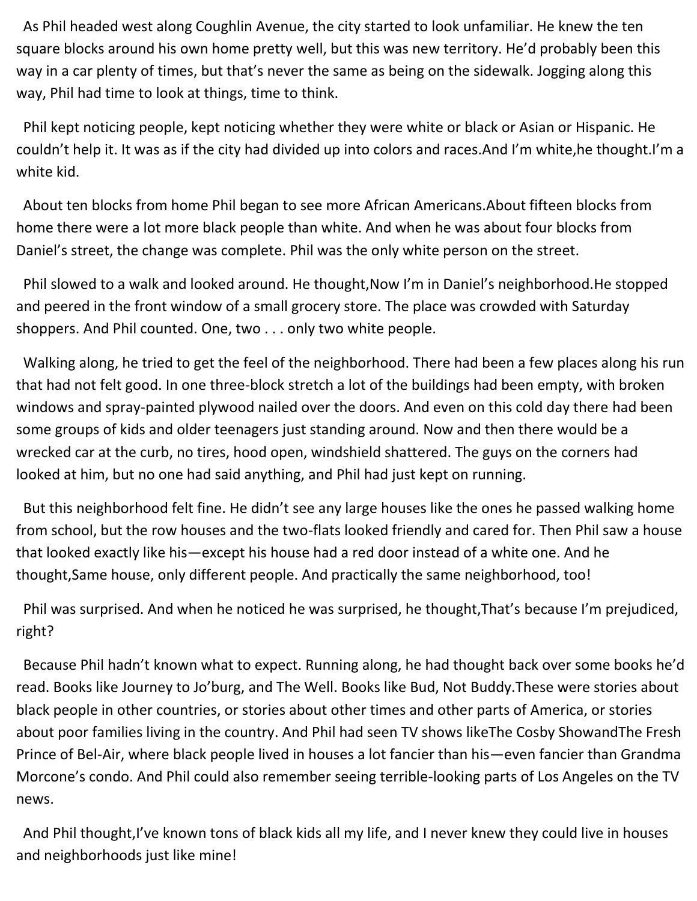As Phil headed west along Coughlin Avenue, the city started to look unfamiliar. He knew the ten square blocks around his own home pretty well, but this was new territory. He'd probably been this way in a car plenty of times, but that's never the same as being on the sidewalk. Jogging along this way, Phil had time to look at things, time to think.

Phil kept noticing people, kept noticing whether they were white or black or Asian or Hispanic. He couldn't help it. It was as if the city had divided up into colors and races. *And I'm white,* he thought. *I'm a white kid.*

About ten blocks from home Phil began to see more African Americans. About fifteen blocks from home there were a lot more black people than white. And when he was about four blocks from Daniel's street, the change was complete. Phil was the only white person on the street.

Phil slowed to a walk and looked around. He thought, *Now I'm in Daniel's neighborhood.* He stopped and peered in the front window of a small grocery store. The place was crowded with Saturday shoppers. And Phil counted. One, two . . . only two white people.

Walking along, he tried to get the feel of the neighborhood. There had been a few places along his run that had not felt good. In one three-block stretch a lot of the buildings had been empty, with broken windows and spray-painted plywood nailed over the doors. And even on this cold day there had been some groups of kids and older teenagers just standing around. Now and then there would be a wrecked car at the curb, no tires, hood open, windshield shattered. The guys on the corners had looked at him, but no one had said anything, and Phil had just kept on running.

But this neighborhood felt fine. He didn't see any large houses like the ones he passed walking home from school, but the row houses and the two-flats looked friendly and cared for. Then Phil saw a house that looked exactly like his—except his house had a red door instead of a white one. And he thought, *Same house, only different people. And practically the same neighborhood, too!*

Phil was surprised. And when he noticed he was surprised, he thought, *That's because I'm prejudiced, right?*

Because Phil hadn't known what to expect. Running along, he had thought back over some books he'd read. Books like *Journey to Jo'burg*, and *The Well*. Books like *Bud, Not Buddy.* These were stories about black people in other countries, or stories about other times and other parts of America, or stories about poor families living in the country. And Phil had seen TV shows like *The Cosby Show* and *The Fresh Prince of Bel-Air*, where black people lived in houses a lot fancier than his—even fancier than Grandma Morcone's condo. And Phil could also remember seeing terrible-looking parts of Los Angeles on the TV news.

And Phil thought, *I've known tons of black kids all my life, and I never knew they could live in houses and neighborhoods just like mine!*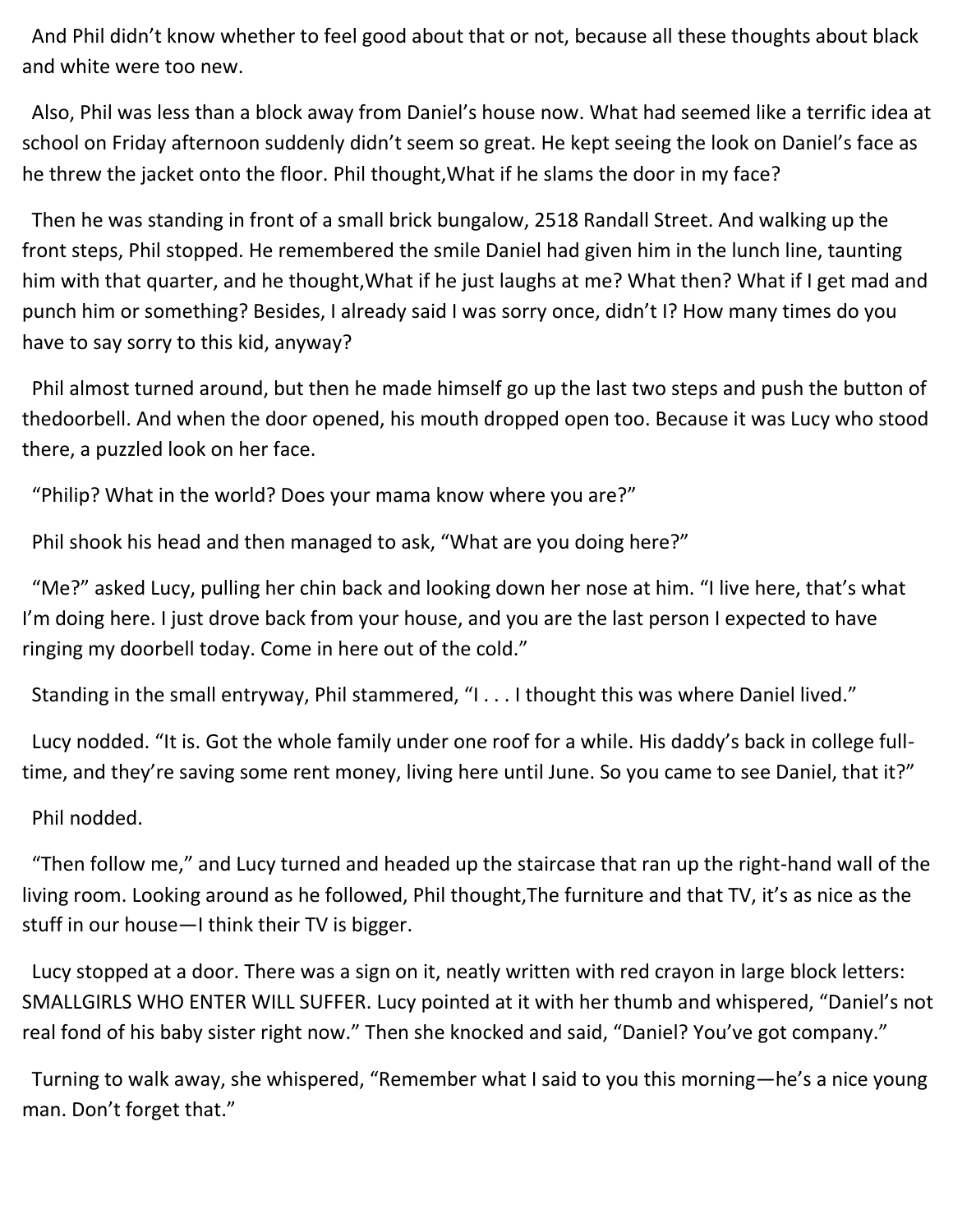And Phil didn't know whether to feel good about that or not, because all these thoughts about black and white were too new.

Also, Phil was less than a block away from Daniel's house now. What had seemed like a terrific idea at school on Friday afternoon suddenly didn't seem so great. He kept seeing the look on Daniel's face as he threw the jacket onto the floor. Phil thought,What if he slams the door in my face?

Then he was standing in front of a small brick bungalow, 2518 Randall Street. And walking up the front steps, Phil stopped. He remembered the smile Daniel had given him in the lunch line, taunting him with that quarter, and he thought,What if he just laughs at me? What then? What if I get mad and punch him or something? Besides, I already said I was sorry once, didn't I? How many times do you have to say sorry to this kid, anyway?

Phil almost turned around, but then he made himself go up the last two steps and push the button of thedoorbell. And when the door opened, his mouth dropped open too. Because it was Lucy who stood there, a puzzled look on her face.

"Philip? What in the world? Does your mama know where you are?"

Phil shook his head and then managed to ask, "What are you doing here?"

"Me?" asked Lucy, pulling her chin back and looking down her nose at him. "I live here, that's what I'm doing here. I just drove back from your house, and you are the last person I expected to have ringing my doorbell today. Come in here out of the cold."

Standing in the small entryway, Phil stammered, "I . . . I thought this was where Daniel lived."

Lucy nodded. "It is. Got the whole family under one roof for a while. His daddy's back in college full-time, and they're saving some rent money, living here until June. So you came to see Daniel, that it?"

Phil nodded.

"Then follow me," and Lucy turned and headed up the staircase that ran up the right-hand wall of the living room. Looking around as he followed, Phil thought,The furniture and that TV, it's as nice as the stuff in our house—I think their TV is bigger.

Lucy stopped at a door. There was a sign on it, neatly written with red crayon in large block letters: SMALLGIRLS WHO ENTER WILL SUFFER. Lucy pointed at it with her thumb and whispered, "Daniel's not real fond of his baby sister right now." Then she knocked and said, "Daniel? You've got company."

Turning to walk away, she whispered, "Remember what I said to you this morning—he's a nice young man. Don't forget that."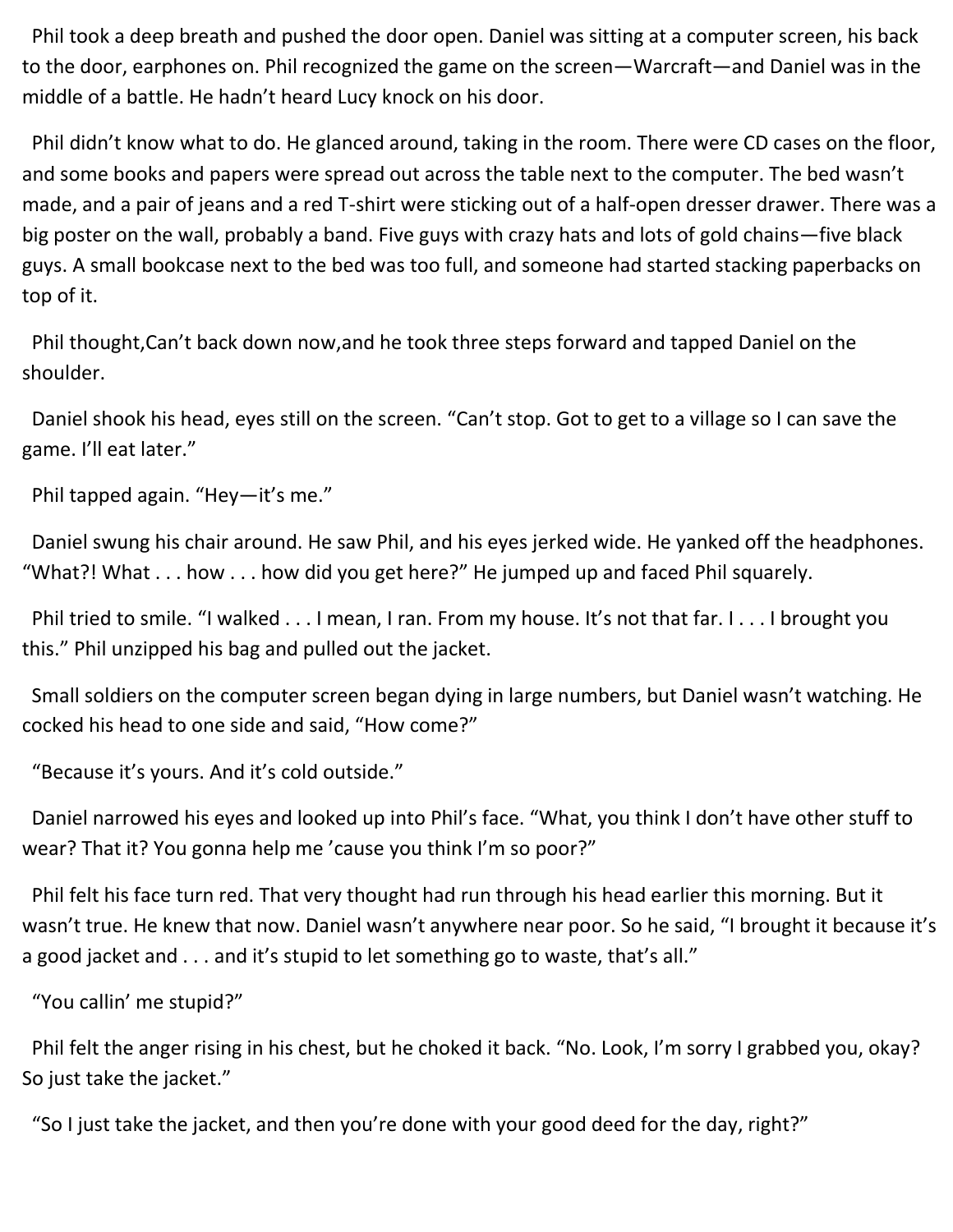Phil took a deep breath and pushed the door open. Daniel was sitting at a computer screen, his back to the door, earphones on. Phil recognized the game on the screen—Warcraft—and Daniel was in the middle of a battle. He hadn't heard Lucy knock on his door.

Phil didn't know what to do. He glanced around, taking in the room. There were CD cases on the floor, and some books and papers were spread out across the table next to the computer. The bed wasn't made, and a pair of jeans and a red T-shirt were sticking out of a half-open dresser drawer. There was a big poster on the wall, probably a band. Five guys with crazy hats and lots of gold chains—five black guys. A small bookcase next to the bed was too full, and someone had started stacking paperbacks on top of it.

Phil thought,Can't back down now,and he took three steps forward and tapped Daniel on the shoulder.

Daniel shook his head, eyes still on the screen. "Can't stop. Got to get to a village so I can save the game. I'll eat later."

Phil tapped again. "Hey—it's me."

Daniel swung his chair around. He saw Phil, and his eyes jerked wide. He yanked off the headphones. "What?! What . . . how . . . how did you get here?" He jumped up and faced Phil squarely.

Phil tried to smile. "I walked . . . I mean, I ran. From my house. It's not that far. I . . . I brought you this." Phil unzipped his bag and pulled out the jacket.

Small soldiers on the computer screen began dying in large numbers, but Daniel wasn't watching. He cocked his head to one side and said, "How come?"

"Because it's yours. And it's cold outside."

Daniel narrowed his eyes and looked up into Phil's face. "What, you think I don't have other stuff to wear? That it? You gonna help me 'cause you think I'm so poor?"

Phil felt his face turn red. That very thought had run through his head earlier this morning. But it wasn't true. He knew that now. Daniel wasn't anywhere near poor. So he said, "I brought it because it's a good jacket and . . . and it's stupid to let something go to waste, that's all."

"You callin' me stupid?"

Phil felt the anger rising in his chest, but he choked it back. "No. Look, I'm sorry I grabbed you, okay? So just take the jacket."

"So I just take the jacket, and then you're done with your good deed for the day, right?"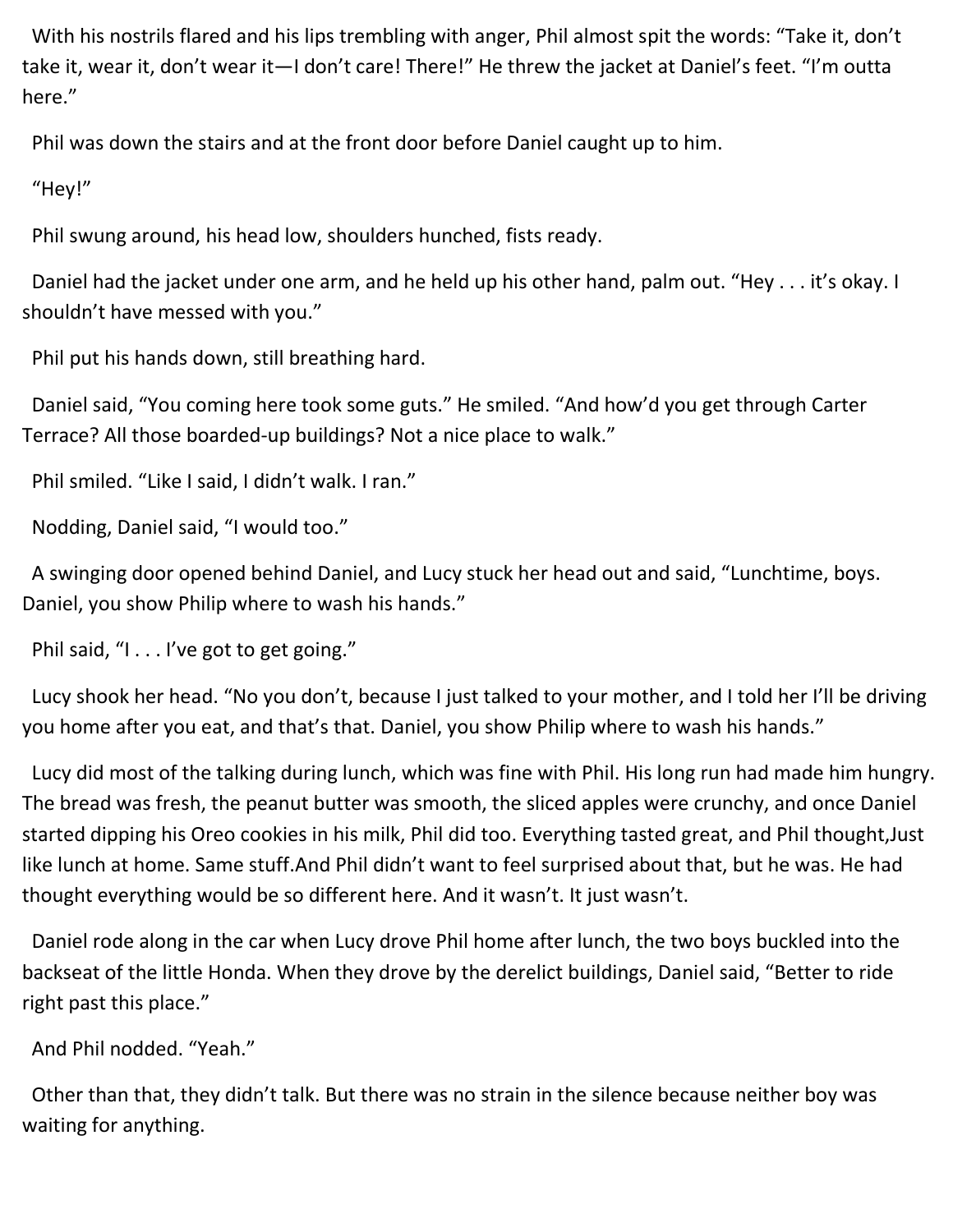With his nostrils flared and his lips trembling with anger, Phil almost spit the words: “Take it, don’t take it, wear it, don’t wear it—I don’t care! There!” He threw the jacket at Daniel’s feet. “I’m outta here.”

Phil was down the stairs and at the front door before Daniel caught up to him.

“Hey!”

Phil swung around, his head low, shoulders hunched, fists ready.

Daniel had the jacket under one arm, and he held up his other hand, palm out. “Hey . . . it’s okay. I shouldn’t have messed with you.”

Phil put his hands down, still breathing hard.

Daniel said, “You coming here took some guts.” He smiled. “And how’d you get through Carter Terrace? All those boarded-up buildings? Not a nice place to walk.”

Phil smiled. “Like I said, I didn’t walk. I ran.”

Nodding, Daniel said, “I would too.”

A swinging door opened behind Daniel, and Lucy stuck her head out and said, “Lunchtime, boys. Daniel, you show Philip where to wash his hands.”

Phil said, “I . . . I’ve got to get going.”

Lucy shook her head. “No you don’t, because I just talked to your mother, and I told her I’ll be driving you home after you eat, and that’s that. Daniel, you show Philip where to wash his hands.”

Lucy did most of the talking during lunch, which was fine with Phil. His long run had made him hungry. The bread was fresh, the peanut butter was smooth, the sliced apples were crunchy, and once Daniel started dipping his Oreo cookies in his milk, Phil did too. Everything tasted great, and Phil thought,*Just like lunch at home. Same stuff.*And Phil didn’t want to feel surprised about that, but he was. He had thought everything would be so different here. And it wasn’t. It just wasn’t.

Daniel rode along in the car when Lucy drove Phil home after lunch, the two boys buckled into the backseat of the little Honda. When they drove by the derelict buildings, Daniel said, “Better to ride right past this place.”

And Phil nodded. “Yeah.”

Other than that, they didn’t talk. But there was no strain in the silence because neither boy was waiting for anything.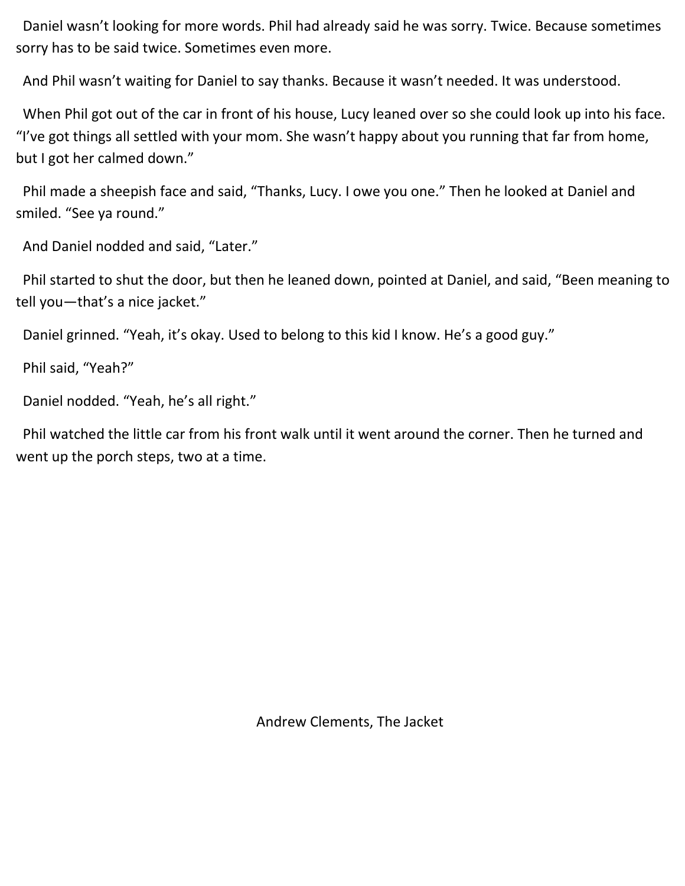Daniel wasn't looking for more words. Phil had already said he was sorry. Twice. Because sometimes sorry has to be said twice. Sometimes even more.

And Phil wasn't waiting for Daniel to say thanks. Because it wasn't needed. It was understood.

When Phil got out of the car in front of his house, Lucy leaned over so she could look up into his face. "I've got things all settled with your mom. She wasn't happy about you running that far from home, but I got her calmed down."

Phil made a sheepish face and said, "Thanks, Lucy. I owe you one." Then he looked at Daniel and smiled. "See ya round."

And Daniel nodded and said, "Later."

Phil started to shut the door, but then he leaned down, pointed at Daniel, and said, "Been meaning to tell you—that's a nice jacket."

Daniel grinned. "Yeah, it's okay. Used to belong to this kid I know. He's a good guy."

Phil said, "Yeah?"

Daniel nodded. "Yeah, he's all right."

Phil watched the little car from his front walk until it went around the corner. Then he turned and went up the porch steps, two at a time.

Andrew Clements, The Jacket